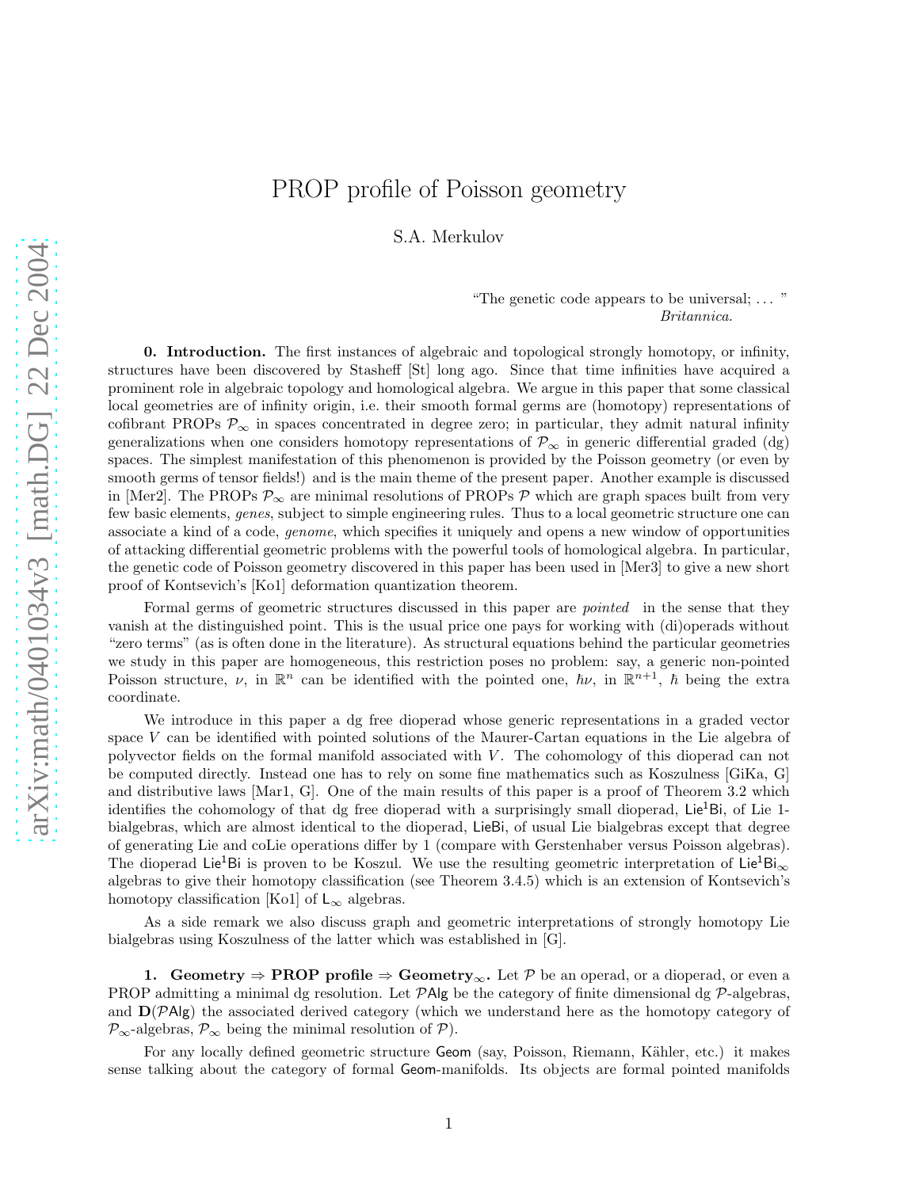# PROP profile of Poisson geometry

S.A. Merkulov

"The genetic code appears to be universal; ... "
*Britannica.*

**0. Introduction.** The first instances of algebraic and topological strongly homotopy, or infinity, structures have been discovered by Stasheff [St] long ago. Since that time infinities have acquired a prominent role in algebraic topology and homological algebra. We argue in this paper that some classical local geometries are of infinity origin, i.e. their smooth formal germs are (homotopy) representations of cofibrant PROPs $\mathcal{P}_\infty$ in spaces concentrated in degree zero; in particular, they admit natural infinity generalizations when one considers homotopy representations of $\mathcal{P}_\infty$ in generic differential graded (dg) spaces. The simplest manifestation of this phenomenon is provided by the Poisson geometry (or even by smooth germs of tensor fields!) and is the main theme of the present paper. Another example is discussed in [Mer2]. The PROPs $\mathcal{P}_\infty$ are minimal resolutions of PROPs $\mathcal{P}$ which are graph spaces built from very few basic elements, *genes*, subject to simple engineering rules. Thus to a local geometric structure one can associate a kind of a code, *genome*, which specifies it uniquely and opens a new window of opportunities of attacking differential geometric problems with the powerful tools of homological algebra. In particular, the genetic code of Poisson geometry discovered in this paper has been used in [Mer3] to give a new short proof of Kontsevich's [Ko1] deformation quantization theorem.

Formal germs of geometric structures discussed in this paper are *pointed* in the sense that they vanish at the distinguished point. This is the usual price one pays for working with (di)operads without "zero terms" (as is often done in the literature). As structural equations behind the particular geometries we study in this paper are homogeneous, this restriction poses no problem: say, a generic non-pointed Poisson structure, $\nu$, in $\mathbb{R}^n$ can be identified with the pointed one, $\hbar\nu$, in $\mathbb{R}^{n+1}$, $\hbar$ being the extra coordinate.

We introduce in this paper a dg free dioperad whose generic representations in a graded vector space $V$ can be identified with pointed solutions of the Maurer-Cartan equations in the Lie algebra of polyvector fields on the formal manifold associated with $V$. The cohomology of this dioperad can not be computed directly. Instead one has to rely on some fine mathematics such as Koszulness [GiKa, G] and distributive laws [Mar1, G]. One of the main results of this paper is a proof of Theorem 3.2 which identifies the cohomology of that dg free dioperad with a surprisingly small dioperad, $\mathsf{Lie}^1\mathsf{Bi}$, of Lie 1-bialgebras, which are almost identical to the dioperad, $\mathsf{LieBi}$, of usual Lie bialgebras except that degree of generating Lie and coLie operations differ by 1 (compare with Gerstenhaber versus Poisson algebras). The dioperad $\mathsf{Lie}^1\mathsf{Bi}$ is proven to be Koszul. We use the resulting geometric interpretation of $\mathsf{Lie}^1\mathsf{Bi}_\infty$ algebras to give their homotopy classification (see Theorem 3.4.5) which is an extension of Kontsevich's homotopy classification [Ko1] of $\mathsf{L}_\infty$ algebras.

As a side remark we also discuss graph and geometric interpretations of strongly homotopy Lie bialgebras using Koszulness of the latter which was established in [G].

**1. Geometry $\Rightarrow$ PROP profile $\Rightarrow$ Geometry$_\infty$.** Let $\mathcal{P}$ be an operad, or a dioperad, or even a PROP admitting a minimal dg resolution. Let $\mathcal{P}\mathsf{Alg}$ be the category of finite dimensional dg $\mathcal{P}$-algebras, and $\mathbf{D}(\mathcal{P}\mathsf{Alg})$ the associated derived category (which we understand here as the homotopy category of $\mathcal{P}_\infty$-algebras, $\mathcal{P}_\infty$ being the minimal resolution of $\mathcal{P}$).

For any locally defined geometric structure $\mathsf{Geom}$ (say, Poisson, Riemann, Kähler, etc.) it makes sense talking about the category of formal $\mathsf{Geom}$-manifolds. Its objects are formal pointed manifolds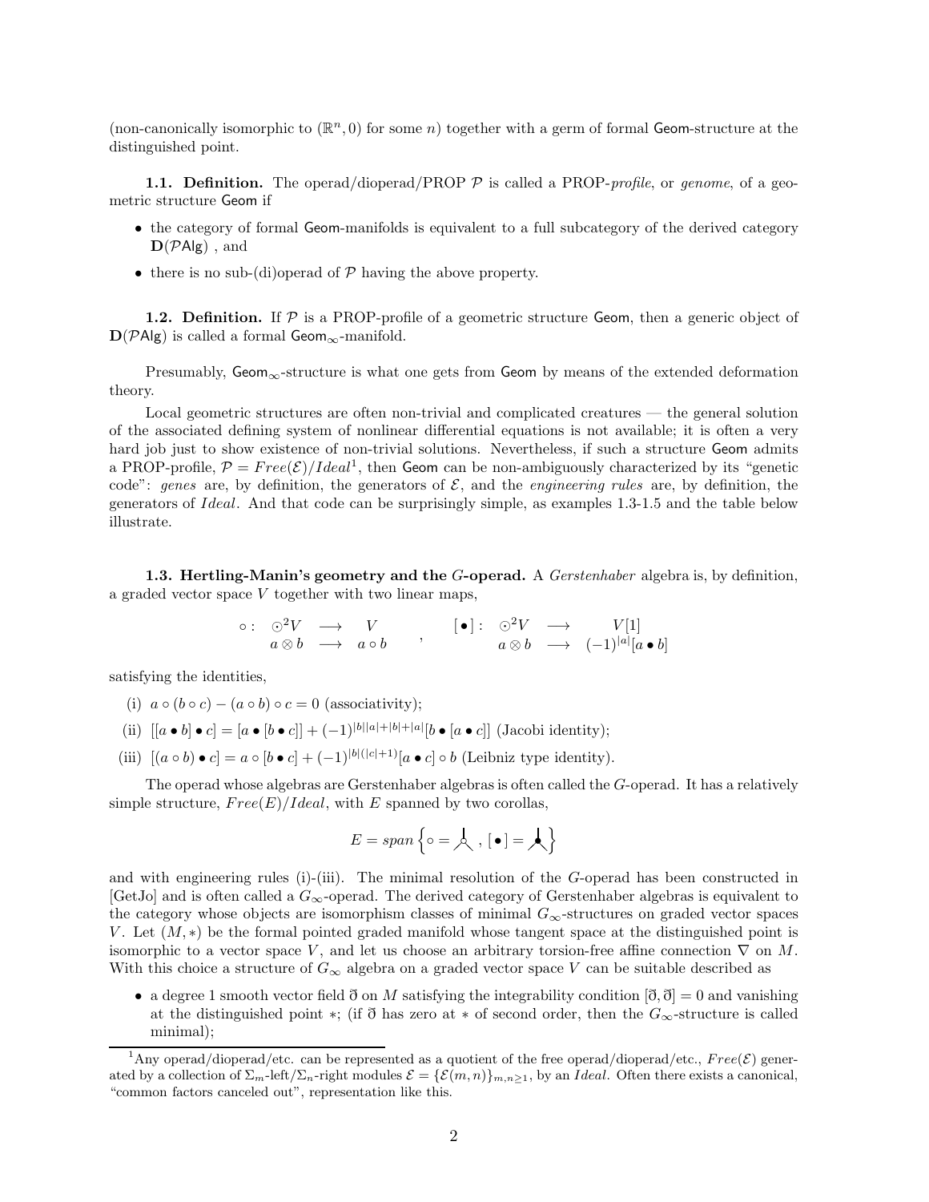(non-canonically isomorphic to $(\mathbb{R}^n, 0)$ for some $n$) together with a germ of formal $\mathsf{Geom}$-structure at the distinguished point.

**1.1. Definition.** The operad/dioperad/PROP $\mathcal{P}$ is called a PROP-*profile*, or *genome*, of a geometric structure $\mathsf{Geom}$ if

- the category of formal $\mathsf{Geom}$-manifolds is equivalent to a full subcategory of the derived category $\mathbf{D}(\mathcal{P}\mathsf{Alg})$ , and
- there is no sub-(di)operad of $\mathcal{P}$ having the above property.

**1.2. Definition.** If $\mathcal{P}$ is a PROP-profile of a geometric structure $\mathsf{Geom}$, then a generic object of $\mathbf{D}(\mathcal{P}\mathsf{Alg})$ is called a formal $\mathsf{Geom}_\infty$-manifold.

Presumably, $\mathsf{Geom}_\infty$-structure is what one gets from $\mathsf{Geom}$ by means of the extended deformation theory.

Local geometric structures are often non-trivial and complicated creatures — the general solution of the associated defining system of nonlinear differential equations is not available; it is often a very hard job just to show existence of non-trivial solutions. Nevertheless, if such a structure $\mathsf{Geom}$ admits a PROP-profile, $\mathcal{P} = Free(\mathcal{E})/Ideal$[1], then $\mathsf{Geom}$ can be non-ambiguously characterized by its "genetic code": *genes* are, by definition, the generators of $\mathcal{E}$, and the *engineering rules* are, by definition, the generators of $Ideal$. And that code can be surprisingly simple, as examples 1.3-1.5 and the table below illustrate.

**1.3. Hertling-Manin's geometry and the $G$-operad.** A *Gerstenhaber* algebra is, by definition, a graded vector space $V$ together with two linear maps,

$$\circ: \begin{array}{ccc} \odot^2 V & \longrightarrow & V \\ a \otimes b & \longrightarrow & a \circ b \end{array} \quad , \quad [\bullet]: \begin{array}{ccc} \odot^2 V & \longrightarrow & V[1] \\ a \otimes b & \longrightarrow & (-1)^{|a|}[a \bullet b] \end{array}$$

satisfying the identities,

(i) $a \circ (b \circ c) - (a \circ b) \circ c = 0$ (associativity);

(ii) $[[a \bullet b] \bullet c] = [a \bullet [b \bullet c]] + (-1)^{|b||a|+|b|+|a|}[b \bullet [a \bullet c]]$ (Jacobi identity);

(iii) $[(a \circ b) \bullet c] = a \circ [b \bullet c] + (-1)^{|b|(|c|+1)}[a \bullet c] \circ b$ (Leibniz type identity).

The operad whose algebras are Gerstenhaber algebras is often called the $G$-operad. It has a relatively simple structure, $Free(E)/Ideal$, with $E$ spanned by two corollas,

$$E = span\left\{ \circ = \text{(corolla with white vertex)}\ ,\ [\bullet] = \text{(corolla with black vertex)} \right\}$$

and with engineering rules (i)-(iii). The minimal resolution of the $G$-operad has been constructed in [GetJo] and is often called a $G_\infty$-operad. The derived category of Gerstenhaber algebras is equivalent to the category whose objects are isomorphism classes of minimal $G_\infty$-structures on graded vector spaces $V$. Let $(M, *)$ be the formal pointed graded manifold whose tangent space at the distinguished point is isomorphic to a vector space $V$, and let us choose an arbitrary torsion-free affine connection $\nabla$ on $M$. With this choice a structure of $G_\infty$ algebra on a graded vector space $V$ can be suitable described as

- a degree 1 smooth vector field $\eth$ on $M$ satisfying the integrability condition $[\eth, \eth] = 0$ and vanishing at the distinguished point $*$; (if $\eth$ has zero at $*$ of second order, then the $G_\infty$-structure is called minimal);

[1] Any operad/dioperad/etc. can be represented as a quotient of the free operad/dioperad/etc., $Free(\mathcal{E})$ generated by a collection of $\Sigma_m$-left/$\Sigma_n$-right modules $\mathcal{E} = \{\mathcal{E}(m,n)\}_{m,n \geq 1}$, by an $Ideal$. Often there exists a canonical, "common factors canceled out", representation like this.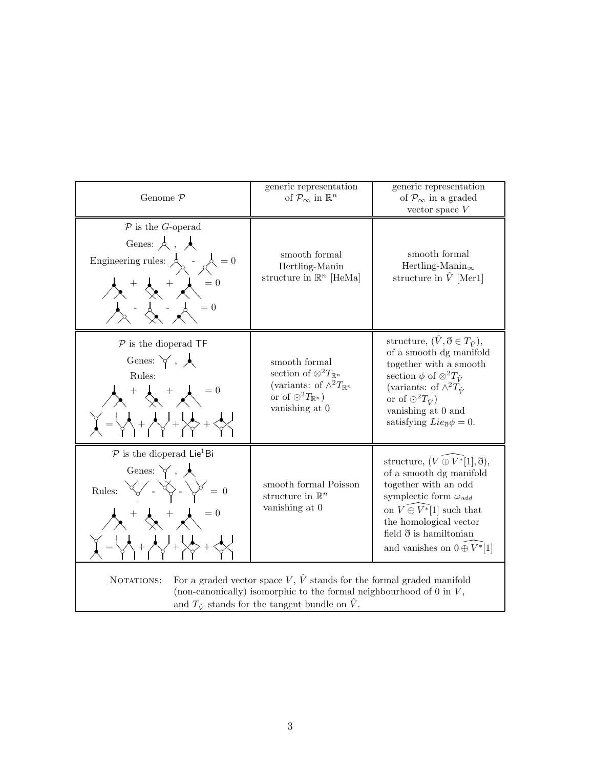| Genome $\mathcal{P}$ | generic representation of $\mathcal{P}_\infty$ in $\mathbb{R}^n$ | generic representation of $\mathcal{P}_\infty$ in a graded vector space $V$ |
|---|---|---|
| $\mathcal{P}$ is the $G$-operad<br>Genes: , <br>Engineering rules: - $= 0$<br>+ + $= 0$<br>- - $= 0$ | smooth formal Hertling-Manin structure in $\mathbb{R}^n$ [HeMa] | smooth formal Hertling-Manin$_\infty$ structure in $\hat{V}$ [Mer1] |
| $\mathcal{P}$ is the dioperad TF<br>Genes: , <br>Rules:<br>+ + $= 0$<br>$=$ + + + | smooth formal section of $\otimes^2 T_{\mathbb{R}^n}$ (variants: of $\wedge^2 T_{\mathbb{R}^n}$ or of $\odot^2 T_{\mathbb{R}^n}$) vanishing at 0 | structure, $(\hat{V}, \eth \in T_{\hat{V}})$, of a smooth dg manifold together with a smooth section $\phi$ of $\otimes^2 T_{\hat{V}}$ (variants: of $\wedge^2 T_{\hat{V}}$ or of $\odot^2 T_{\hat{V}}$) vanishing at 0 and satisfying $Lie_{\eth}\phi = 0$. |
| $\mathcal{P}$ is the dioperad $\mathsf{Lie^1Bi}$<br>Genes: , <br>Rules: - - $= 0$<br>+ + $= 0$<br>$=$ + + + | smooth formal Poisson structure in $\mathbb{R}^n$ vanishing at 0 | structure, $(\widehat{V \oplus V^*[1]}, \eth)$, of a smooth dg manifold together with an odd symplectic form $\omega_{odd}$ on $\widehat{V \oplus V^*[1]}$ such that the homological vector field $\eth$ is hamiltonian and vanishes on $\widehat{0 \oplus V^*[1]}$ |

NOTATIONS: For a graded vector space $V$, $\hat{V}$ stands for the formal graded manifold (non-canonically) isomorphic to the formal neighbourhood of 0 in $V$, and $T_{\hat{V}}$ stands for the tangent bundle on $\hat{V}$.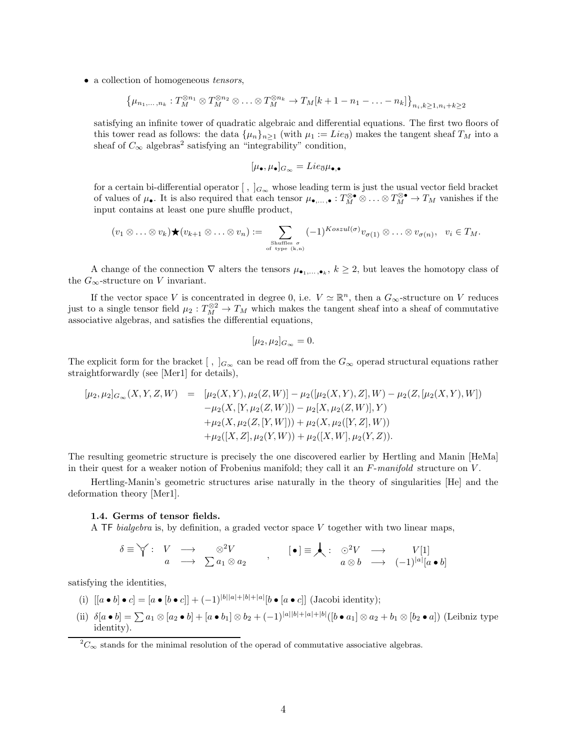- a collection of homogeneous *tensors*,

$$\left\{\mu_{n_1,\ldots,n_k} : T_M^{\otimes n_1} \otimes T_M^{\otimes n_2} \otimes \ldots \otimes T_M^{\otimes n_k} \to T_M[k+1-n_1-\ldots-n_k]\right\}_{n_i,k\geq 1, n_i+k\geq 2}$$

satisfying an infinite tower of quadratic algebraic and differential equations. The first two floors of this tower read as follows: the data $\{\mu_n\}_{n\geq 1}$ (with $\mu_1 := Lie_{\eth}$) makes the tangent sheaf $T_M$ into a sheaf of $C_\infty$ algebras[2] satisfying an "integrability" condition,

$$[\mu_\bullet, \mu_\bullet]_{G_\infty} = Lie_{\eth}\mu_{\bullet,\bullet}$$

for a certain bi-differential operator $[\ ,\ ]_{G_\infty}$ whose leading term is just the usual vector field bracket of values of $\mu_\bullet$. It is also required that each tensor $\mu_{\bullet,\ldots,\bullet} : T_M^{\otimes\bullet} \otimes \ldots \otimes T_M^{\otimes\bullet} \to T_M$ vanishes if the input contains at least one pure shuffle product,

$$(v_1 \otimes \ldots \otimes v_k)\bigstar(v_{k+1} \otimes \ldots \otimes v_n) := \sum_{\substack{\text{Shuffles } \sigma \\ \text{of type (k,n)}}} (-1)^{Koszul(\sigma)} v_{\sigma(1)} \otimes \ldots \otimes v_{\sigma(n)}, \quad v_i \in T_M.$$

A change of the connection $\nabla$ alters the tensors $\mu_{\bullet_1,\ldots,\bullet_k}$, $k \geq 2$, but leaves the homotopy class of the $G_\infty$-structure on $V$ invariant.

If the vector space $V$ is concentrated in degree 0, i.e. $V \simeq \mathbb{R}^n$, then a $G_\infty$-structure on $V$ reduces just to a single tensor field $\mu_2 : T_M^{\otimes 2} \to T_M$ which makes the tangent sheaf into a sheaf of commutative associative algebras, and satisfies the differential equations,

$$[\mu_2, \mu_2]_{G_\infty} = 0.$$

The explicit form for the bracket $[\ ,\ ]_{G_\infty}$ can be read off from the $G_\infty$ operad structural equations rather straightforwardly (see [Mer1] for details),

$$\begin{aligned}
[\mu_2, \mu_2]_{G_\infty}(X, Y, Z, W) \;=\; & [\mu_2(X, Y), \mu_2(Z, W)] - \mu_2([\mu_2(X, Y), Z], W) - \mu_2(Z, [\mu_2(X, Y), W]) \\
& -\mu_2(X, [Y, \mu_2(Z, W)]) - \mu_2[X, \mu_2(Z, W)], Y) \\
& +\mu_2(X, \mu_2(Z, [Y, W])) + \mu_2(X, \mu_2([Y, Z], W)) \\
& +\mu_2([X, Z], \mu_2(Y, W)) + \mu_2([X, W], \mu_2(Y, Z)).
\end{aligned}$$

The resulting geometric structure is precisely the one discovered earlier by Hertling and Manin [HeMa] in their quest for a weaker notion of Frobenius manifold; they call it an *F-manifold* structure on $V$.

Hertling-Manin's geometric structures arise naturally in the theory of singularities [He] and the deformation theory [Mer1].

### 1.4. Germs of tensor fields.

A $\mathsf{TF}$ *bialgebra* is, by definition, a graded vector space $V$ together with two linear maps,

$$\delta \equiv \curlyvee : \begin{array}{ccc} V & \longrightarrow & \otimes^2 V \\ a & \longrightarrow & \sum a_1 \otimes a_2 \end{array} \qquad , \qquad [\,\bullet\,] \equiv \curlywedge : \begin{array}{ccc} \odot^2 V & \longrightarrow & V[1] \\ a \otimes b & \longrightarrow & (-1)^{|a|}[a \bullet b] \end{array}$$

satisfying the identities,

(i) $[[a \bullet b] \bullet c] = [a \bullet [b \bullet c]] + (-1)^{|b||a|+|b|+|a|}[b \bullet [a \bullet c]]$ (Jacobi identity);

(ii) $\delta[a \bullet b] = \sum a_1 \otimes [a_2 \bullet b] + [a \bullet b_1] \otimes b_2 + (-1)^{|a||b|+|a|+|b|}([b \bullet a_1] \otimes a_2 + b_1 \otimes [b_2 \bullet a])$ (Leibniz type identity).

---

[2] $C_\infty$ stands for the minimal resolution of the operad of commutative associative algebras.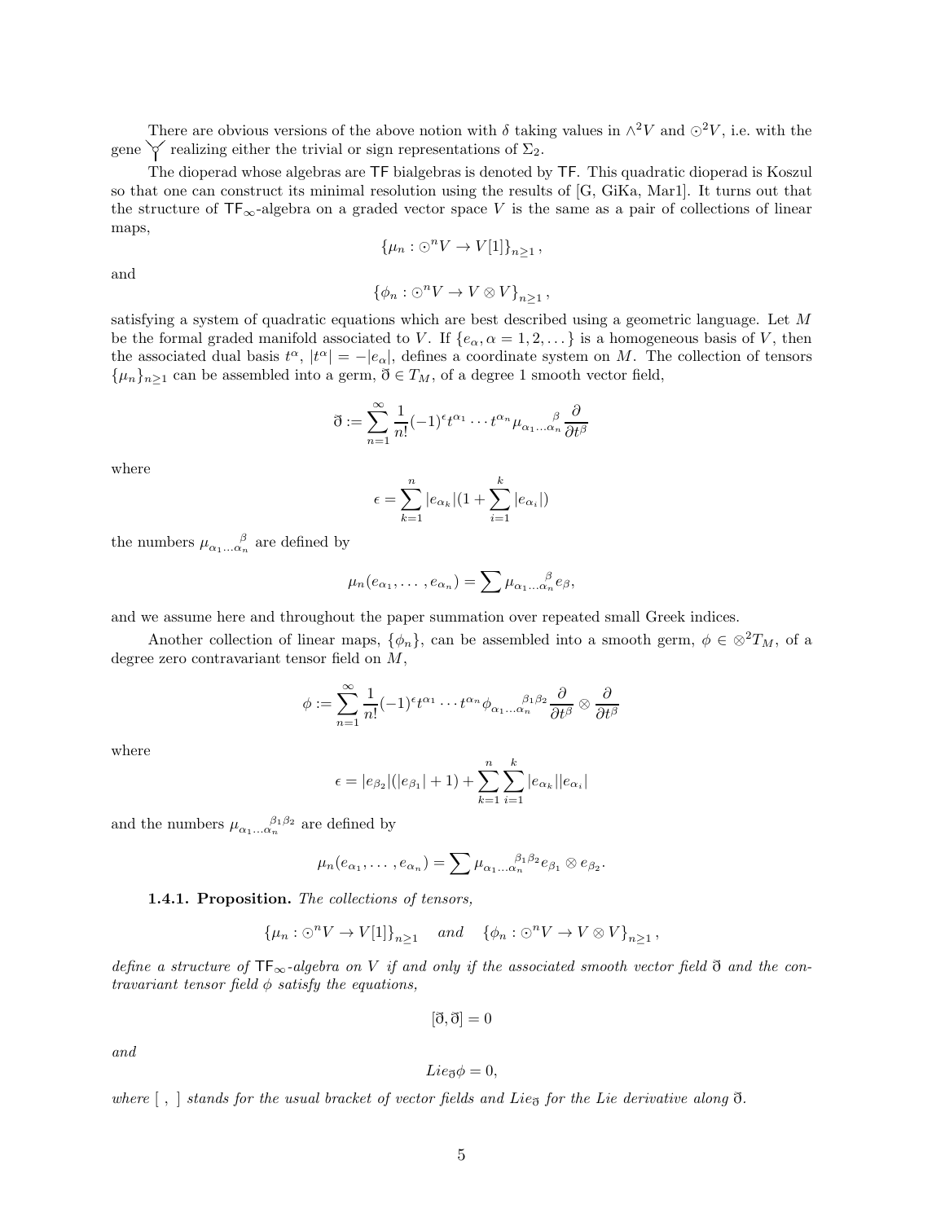There are obvious versions of the above notion with $\delta$ taking values in $\wedge^2 V$ and $\odot^2 V$, i.e. with the gene $\curlyvee$ realizing either the trivial or sign representations of $\Sigma_2$.

The dioperad whose algebras are $\mathsf{TF}$ bialgebras is denoted by $\mathsf{TF}$. This quadratic dioperad is Koszul so that one can construct its minimal resolution using the results of [G, GiKa, Mar1]. It turns out that the structure of $\mathsf{TF}_\infty$-algebra on a graded vector space $V$ is the same as a pair of collections of linear maps,

$$\{\mu_n : \odot^n V \to V[1]\}_{n\geq 1},$$

and

$$\{\phi_n : \odot^n V \to V \otimes V\}_{n\geq 1},$$

satisfying a system of quadratic equations which are best described using a geometric language. Let $M$ be the formal graded manifold associated to $V$. If $\{e_\alpha, \alpha = 1, 2, \dots\}$ is a homogeneous basis of $V$, then the associated dual basis $t^\alpha$, $|t^\alpha| = -|e_\alpha|$, defines a coordinate system on $M$. The collection of tensors $\{\mu_n\}_{n\geq 1}$ can be assembled into a germ, $\eth \in T_M$, of a degree 1 smooth vector field,

$$\eth := \sum_{n=1}^{\infty} \frac{1}{n!} (-1)^{\epsilon} t^{\alpha_1} \cdots t^{\alpha_n} \mu_{\alpha_1 \dots \alpha_n}^{\ \ \beta} \frac{\partial}{\partial t^\beta}$$

where

$$\epsilon = \sum_{k=1}^{n} |e_{\alpha_k}| (1 + \sum_{i=1}^{k} |e_{\alpha_i}|)$$

the numbers $\mu_{\alpha_1 \dots \alpha_n}^{\ \ \beta}$ are defined by

$$\mu_n(e_{\alpha_1}, \dots, e_{\alpha_n}) = \sum \mu_{\alpha_1 \dots \alpha_n}^{\ \ \beta} e_\beta,$$

and we assume here and throughout the paper summation over repeated small Greek indices.

Another collection of linear maps, $\{\phi_n\}$, can be assembled into a smooth germ, $\phi \in \otimes^2 T_M$, of a degree zero contravariant tensor field on $M$,

$$\phi := \sum_{n=1}^{\infty} \frac{1}{n!} (-1)^{\epsilon} t^{\alpha_1} \cdots t^{\alpha_n} \phi_{\alpha_1 \dots \alpha_n}^{\ \ \beta_1 \beta_2} \frac{\partial}{\partial t^\beta} \otimes \frac{\partial}{\partial t^\beta}$$

where

$$\epsilon = |e_{\beta_2}|(|e_{\beta_1}| + 1) + \sum_{k=1}^{n} \sum_{i=1}^{k} |e_{\alpha_k}||e_{\alpha_i}|$$

and the numbers $\mu_{\alpha_1 \dots \alpha_n}^{\ \ \beta_1 \beta_2}$ are defined by

$$\mu_n(e_{\alpha_1}, \dots, e_{\alpha_n}) = \sum \mu_{\alpha_1 \dots \alpha_n}^{\ \ \beta_1 \beta_2} e_{\beta_1} \otimes e_{\beta_2}.$$

**1.4.1. Proposition.** *The collections of tensors,*

$$\{\mu_n : \odot^n V \to V[1]\}_{n\geq 1} \quad \text{and} \quad \{\phi_n : \odot^n V \to V \otimes V\}_{n\geq 1},$$

*define a structure of $\mathsf{TF}_\infty$-algebra on $V$ if and only if the associated smooth vector field $\eth$ and the contravariant tensor field $\phi$ satisfy the equations,*

$$[\eth, \eth] = 0$$

*and*

$$Lie_\eth \phi = 0,$$

*where [ , ] stands for the usual bracket of vector fields and $Lie_\eth$ for the Lie derivative along $\eth$.*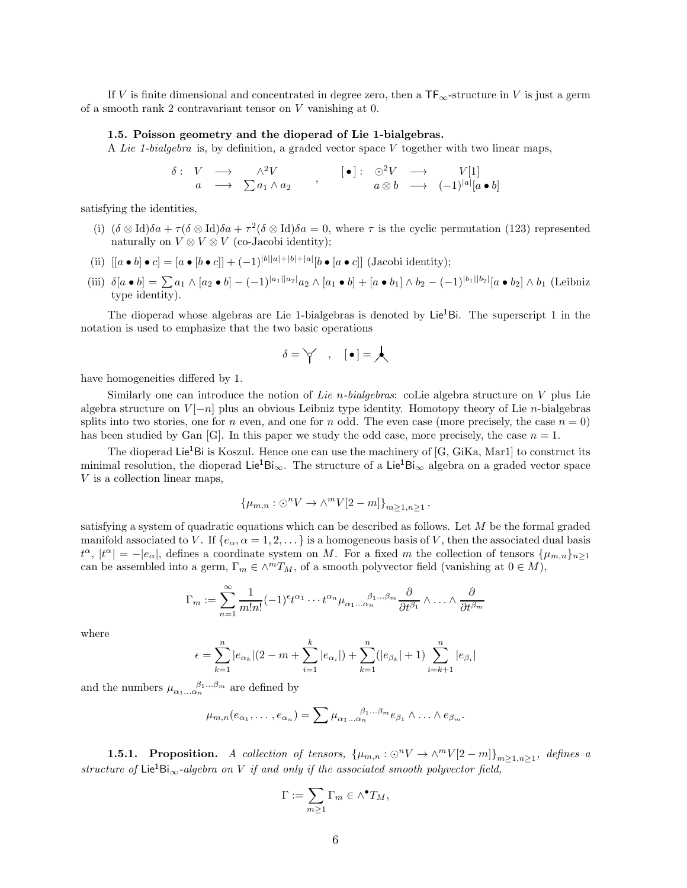If $V$ is finite dimensional and concentrated in degree zero, then a $\mathsf{TF}_\infty$-structure in $V$ is just a germ of a smooth rank 2 contravariant tensor on $V$ vanishing at 0.

### 1.5. Poisson geometry and the dioperad of Lie 1-bialgebras.

A *Lie 1-bialgebra* is, by definition, a graded vector space $V$ together with two linear maps,

$$\begin{array}{rccc} \delta: & V & \longrightarrow & \wedge^2 V \\ & a & \longrightarrow & \sum a_1 \wedge a_2 \end{array} \quad , \quad \begin{array}{rccc} [\bullet]: & \odot^2 V & \longrightarrow & V[1] \\ & a \otimes b & \longrightarrow & (-1)^{|a|}[a \bullet b] \end{array}$$

satisfying the identities,

(i) $(\delta \otimes \mathrm{Id})\delta a + \tau(\delta \otimes \mathrm{Id})\delta a + \tau^2(\delta \otimes \mathrm{Id})\delta a = 0$, where $\tau$ is the cyclic permutation (123) represented naturally on $V \otimes V \otimes V$ (co-Jacobi identity);

(ii) $[[a \bullet b] \bullet c] = [a \bullet [b \bullet c]] + (-1)^{|b||a|+|b|+|a|}[b \bullet [a \bullet c]]$ (Jacobi identity);

(iii) $\delta[a \bullet b] = \sum a_1 \wedge [a_2 \bullet b] - (-1)^{|a_1||a_2|} a_2 \wedge [a_1 \bullet b] + [a \bullet b_1] \wedge b_2 - (-1)^{|b_1||b_2|}[a \bullet b_2] \wedge b_1$ (Leibniz type identity).

The dioperad whose algebras are Lie 1-bialgebras is denoted by $\mathsf{Lie}^1\mathsf{Bi}$. The superscript 1 in the notation is used to emphasize that the two basic operations

$$\delta = \curlyvee \quad , \quad [\bullet] = \curlywedge$$

have homogeneities differed by 1.

Similarly one can introduce the notion of *Lie n-bialgebras*: coLie algebra structure on $V$ plus Lie algebra structure on $V[-n]$ plus an obvious Leibniz type identity. Homotopy theory of Lie $n$-bialgebras splits into two stories, one for $n$ even, and one for $n$ odd. The even case (more precisely, the case $n = 0$) has been studied by Gan [G]. In this paper we study the odd case, more precisely, the case $n = 1$.

The dioperad $\mathsf{Lie}^1\mathsf{Bi}$ is Koszul. Hence one can use the machinery of [G, GiKa, Mar1] to construct its minimal resolution, the dioperad $\mathsf{Lie}^1\mathsf{Bi}_\infty$. The structure of a $\mathsf{Lie}^1\mathsf{Bi}_\infty$ algebra on a graded vector space $V$ is a collection linear maps,

$$\{\mu_{m,n} : \odot^n V \to \wedge^m V[2-m]\}_{m \geq 1, n \geq 1},$$

satisfying a system of quadratic equations which can be described as follows. Let $M$ be the formal graded manifold associated to $V$. If $\{e_\alpha, \alpha = 1, 2, \ldots\}$ is a homogeneous basis of $V$, then the associated dual basis $t^\alpha$, $|t^\alpha| = -|e_\alpha|$, defines a coordinate system on $M$. For a fixed $m$ the collection of tensors $\{\mu_{m,n}\}_{n \geq 1}$ can be assembled into a germ, $\Gamma_m \in \wedge^m T_M$, of a smooth polyvector field (vanishing at $0 \in M$),

$$\Gamma_m := \sum_{n=1}^{\infty} \frac{1}{m!n!} (-1)^\epsilon t^{\alpha_1} \cdots t^{\alpha_n} \mu_{\alpha_1 \ldots \alpha_n}{}^{\beta_1 \ldots \beta_m} \frac{\partial}{\partial t^{\beta_1}} \wedge \ldots \wedge \frac{\partial}{\partial t^{\beta_m}}$$

where

$$\epsilon = \sum_{k=1}^{n} |e_{\alpha_k}|(2 - m + \sum_{i=1}^{k} |e_{\alpha_i}|) + \sum_{k=1}^{n} (|e_{\beta_k}| + 1) \sum_{i=k+1}^{n} |e_{\beta_i}|$$

and the numbers $\mu_{\alpha_1 \ldots \alpha_n}{}^{\beta_1 \ldots \beta_m}$ are defined by

$$\mu_{m,n}(e_{\alpha_1}, \ldots, e_{\alpha_n}) = \sum \mu_{\alpha_1 \ldots \alpha_n}{}^{\beta_1 \ldots \beta_m} e_{\beta_1} \wedge \ldots \wedge e_{\beta_m}.$$

**1.5.1. Proposition.** *A collection of tensors, $\{\mu_{m,n} : \odot^n V \to \wedge^m V[2-m]\}_{m \geq 1, n \geq 1}$, defines a structure of $\mathsf{Lie}^1\mathsf{Bi}_\infty$-algebra on $V$ if and only if the associated smooth polyvector field,*

$$\Gamma := \sum_{m \geq 1} \Gamma_m \in \wedge^\bullet T_M,$$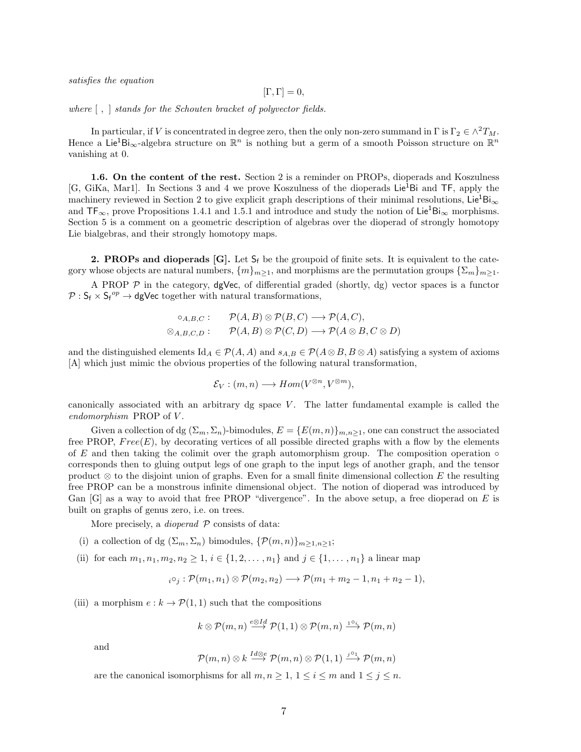*satisfies the equation*

$$[\Gamma,\Gamma]=0,$$

*where* [ , ] *stands for the Schouten bracket of polyvector fields.*

In particular, if $V$ is concentrated in degree zero, then the only non-zero summand in $\Gamma$ is $\Gamma_2 \in \wedge^2 T_M$. Hence a $\mathsf{Lie}^1\mathsf{Bi}_\infty$-algebra structure on $\mathbb{R}^n$ is nothing but a germ of a smooth Poisson structure on $\mathbb{R}^n$ vanishing at 0.

**1.6. On the content of the rest.** Section 2 is a reminder on PROPs, dioperads and Koszulness [G, GiKa, Mar1]. In Sections 3 and 4 we prove Koszulness of the dioperads $\mathsf{Lie}^1\mathsf{Bi}$ and $\mathsf{TF}$, apply the machinery reviewed in Section 2 to give explicit graph descriptions of their minimal resolutions, $\mathsf{Lie}^1\mathsf{Bi}_\infty$ and $\mathsf{TF}_\infty$, prove Propositions 1.4.1 and 1.5.1 and introduce and study the notion of $\mathsf{Lie}^1\mathsf{Bi}_\infty$ morphisms. Section 5 is a comment on a geometric description of algebras over the dioperad of strongly homotopy Lie bialgebras, and their strongly homotopy maps.

**2. PROPs and dioperads [G].** Let $\mathsf{S_f}$ be the groupoid of finite sets. It is equivalent to the category whose objects are natural numbers, $\{m\}_{m\geq 1}$, and morphisms are the permutation groups $\{\Sigma_m\}_{m\geq 1}$.

A PROP $\mathcal{P}$ in the category, $\mathsf{dgVec}$, of differential graded (shortly, dg) vector spaces is a functor $\mathcal{P}: \mathsf{S_f}\times \mathsf{S_f}^{op}\to \mathsf{dgVec}$ together with natural transformations,

$$\begin{aligned}\circ_{A,B,C}: \quad & \mathcal{P}(A,B)\otimes\mathcal{P}(B,C)\longrightarrow \mathcal{P}(A,C),\\ \otimes_{A,B,C,D}: \quad & \mathcal{P}(A,B)\otimes\mathcal{P}(C,D)\longrightarrow \mathcal{P}(A\otimes B, C\otimes D)\end{aligned}$$

and the distinguished elements $\mathrm{Id}_A\in\mathcal{P}(A,A)$ and $s_{A,B}\in \mathcal{P}(A\otimes B, B\otimes A)$ satisfying a system of axioms [A] which just mimic the obvious properties of the following natural transformation,

$$\mathcal{E}_V:(m,n)\longrightarrow Hom(V^{\otimes n},V^{\otimes m}),$$

canonically associated with an arbitrary dg space $V$. The latter fundamental example is called the *endomorphism* PROP of $V$.

Given a collection of dg $(\Sigma_m,\Sigma_n)$-bimodules, $E=\{E(m,n)\}_{m,n\geq 1}$, one can construct the associated free PROP, $Free(E)$, by decorating vertices of all possible directed graphs with a flow by the elements of $E$ and then taking the colimit over the graph automorphism group. The composition operation $\circ$ corresponds then to gluing output legs of one graph to the input legs of another graph, and the tensor product $\otimes$ to the disjoint union of graphs. Even for a small finite dimensional collection $E$ the resulting free PROP can be a monstrous infinite dimensional object. The notion of dioperad was introduced by Gan [G] as a way to avoid that free PROP "divergence". In the above setup, a free dioperad on $E$ is built on graphs of genus zero, i.e. on trees.

More precisely, a *dioperad* $\mathcal{P}$ consists of data:

(i) a collection of dg $(\Sigma_m,\Sigma_n)$ bimodules, $\{\mathcal{P}(m,n)\}_{m\geq 1, n\geq 1}$;

(ii) for each $m_1,n_1,m_2,n_2\geq 1$, $i\in\{1,2,\ldots,n_1\}$ and $j\in\{1,\ldots,n_1\}$ a linear map

$${}_i\circ_j:\mathcal{P}(m_1,n_1)\otimes\mathcal{P}(m_2,n_2)\longrightarrow \mathcal{P}(m_1+m_2-1,n_1+n_2-1),$$

(iii) a morphism $e:k\to\mathcal{P}(1,1)$ such that the compositions

$$k\otimes\mathcal{P}(m,n)\stackrel{e\otimes Id}{\longrightarrow}\mathcal{P}(1,1)\otimes\mathcal{P}(m,n)\stackrel{{}_1\circ_i}{\longrightarrow}\mathcal{P}(m,n)$$

and

$$\mathcal{P}(m,n)\otimes k\stackrel{Id\otimes e}{\longrightarrow}\mathcal{P}(m,n)\otimes\mathcal{P}(1,1)\stackrel{{}_j\circ_1}{\longrightarrow}\mathcal{P}(m,n)$$

are the canonical isomorphisms for all $m,n\geq 1$, $1\leq i\leq m$ and $1\leq j\leq n$.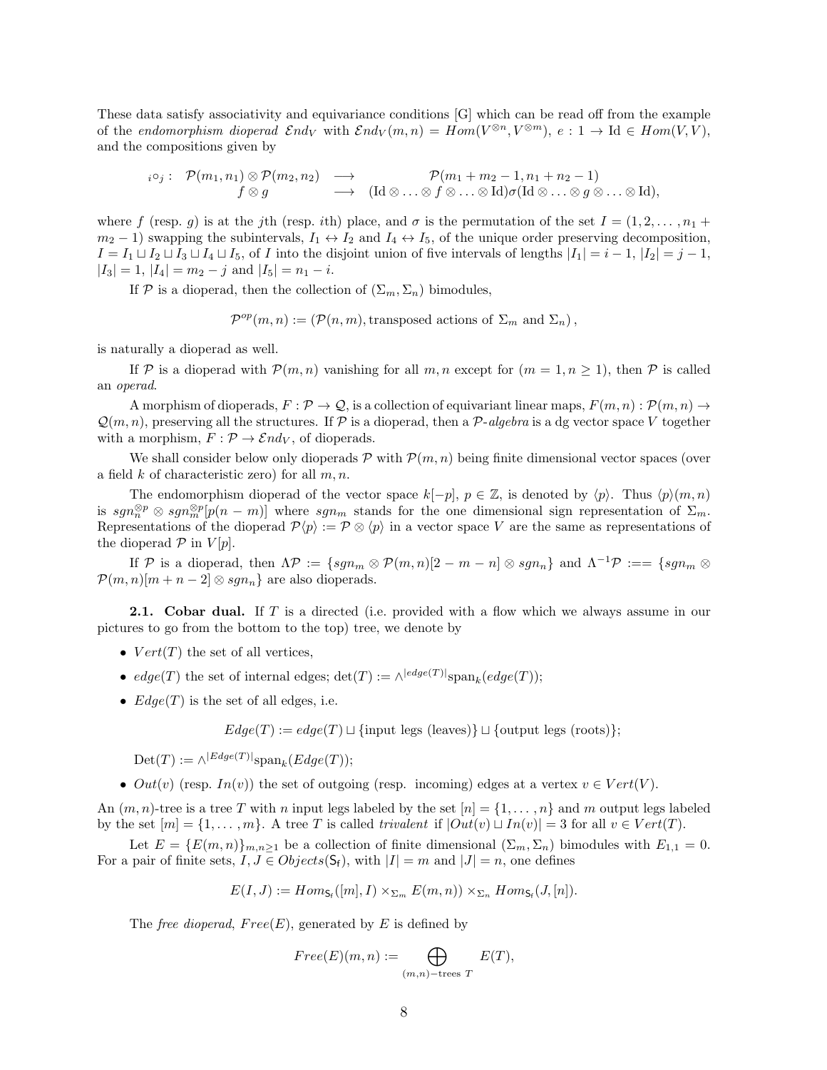These data satisfy associativity and equivariance conditions [G] which can be read off from the example of the *endomorphism dioperad* $\mathcal{E}nd_V$ with $\mathcal{E}nd_V(m,n) = Hom(V^{\otimes n}, V^{\otimes m})$, $e: 1 \to \mathrm{Id} \in Hom(V,V)$, and the compositions given by

$$
\begin{array}{rccc}
{}_i\circ_j: & \mathcal{P}(m_1,n_1)\otimes\mathcal{P}(m_2,n_2) & \longrightarrow & \mathcal{P}(m_1+m_2-1, n_1+n_2-1) \\
 & f\otimes g & \longrightarrow & (\mathrm{Id}\otimes\ldots\otimes f\otimes\ldots\otimes\mathrm{Id})\sigma(\mathrm{Id}\otimes\ldots\otimes g\otimes\ldots\otimes\mathrm{Id}),
\end{array}
$$

where $f$ (resp. $g$) is at the $j$th (resp. $i$th) place, and $\sigma$ is the permutation of the set $I = (1,2,\ldots,n_1+m_2-1)$ swapping the subintervals, $I_1 \leftrightarrow I_2$ and $I_4 \leftrightarrow I_5$, of the unique order preserving decomposition, $I = I_1 \sqcup I_2 \sqcup I_3 \sqcup I_4 \sqcup I_5$, of $I$ into the disjoint union of five intervals of lengths $|I_1| = i-1$, $|I_2| = j-1$, $|I_3| = 1$, $|I_4| = m_2 - j$ and $|I_5| = n_1 - i$.

If $\mathcal{P}$ is a dioperad, then the collection of $(\Sigma_m, \Sigma_n)$ bimodules,

$$
\mathcal{P}^{op}(m,n) := (\mathcal{P}(n,m), \text{transposed actions of } \Sigma_m \text{ and } \Sigma_n),
$$

is naturally a dioperad as well.

If $\mathcal{P}$ is a dioperad with $\mathcal{P}(m,n)$ vanishing for all $m,n$ except for $(m=1, n\geq 1)$, then $\mathcal{P}$ is called an *operad*.

A morphism of dioperads, $F: \mathcal{P} \to \mathcal{Q}$, is a collection of equivariant linear maps, $F(m,n): \mathcal{P}(m,n) \to \mathcal{Q}(m,n)$, preserving all the structures. If $\mathcal{P}$ is a dioperad, then a $\mathcal{P}$*-algebra* is a dg vector space $V$ together with a morphism, $F: \mathcal{P} \to \mathcal{E}nd_V$, of dioperads.

We shall consider below only dioperads $\mathcal{P}$ with $\mathcal{P}(m,n)$ being finite dimensional vector spaces (over a field $k$ of characteristic zero) for all $m,n$.

The endomorphism dioperad of the vector space $k[-p]$, $p \in \mathbb{Z}$, is denoted by $\langle p\rangle$. Thus $\langle p\rangle(m,n)$ is $sgn_n^{\otimes p} \otimes sgn_m^{\otimes p}[p(n-m)]$ where $sgn_m$ stands for the one dimensional sign representation of $\Sigma_m$. Representations of the dioperad $\mathcal{P}\langle p\rangle := \mathcal{P} \otimes \langle p\rangle$ in a vector space $V$ are the same as representations of the dioperad $\mathcal{P}$ in $V[p]$.

If $\mathcal{P}$ is a dioperad, then $\Lambda\mathcal{P} := \{sgn_m \otimes \mathcal{P}(m,n)[2-m-n] \otimes sgn_n\}$ and $\Lambda^{-1}\mathcal{P} :== \{sgn_m \otimes \mathcal{P}(m,n)[m+n-2] \otimes sgn_n\}$ are also dioperads.

**2.1. Cobar dual.** If $T$ is a directed (i.e. provided with a flow which we always assume in our pictures to go from the bottom to the top) tree, we denote by

- $Vert(T)$ the set of all vertices,
- $edge(T)$ the set of internal edges; $\det(T) := \wedge^{|edge(T)|}\mathrm{span}_k(edge(T))$;
- $Edge(T)$ is the set of all edges, i.e.

$$
Edge(T) := edge(T) \sqcup \{\text{input legs (leaves)}\} \sqcup \{\text{output legs (roots)}\};
$$

  $\mathrm{Det}(T) := \wedge^{|Edge(T)|}\mathrm{span}_k(Edge(T))$;
- $Out(v)$ (resp. $In(v)$) the set of outgoing (resp. incoming) edges at a vertex $v \in Vert(V)$.

An $(m,n)$-tree is a tree $T$ with $n$ input legs labeled by the set $[n] = \{1,\ldots,n\}$ and $m$ output legs labeled by the set $[m] = \{1,\ldots,m\}$. A tree $T$ is called *trivalent* if $|Out(v) \sqcup In(v)| = 3$ for all $v \in Vert(T)$.

Let $E = \{E(m,n)\}_{m,n\geq 1}$ be a collection of finite dimensional $(\Sigma_m, \Sigma_n)$ bimodules with $E_{1,1} = 0$. For a pair of finite sets, $I, J \in Objects(\mathsf{S_f})$, with $|I| = m$ and $|J| = n$, one defines

$$
E(I,J) := Hom_{\mathsf{S_f}}([m], I) \times_{\Sigma_m} E(m,n)) \times_{\Sigma_n} Hom_{\mathsf{S_f}}(J,[n]).
$$

The *free dioperad*, $Free(E)$, generated by $E$ is defined by

$$
Free(E)(m,n) := \bigoplus_{(m,n)-\text{trees } T} E(T),
$$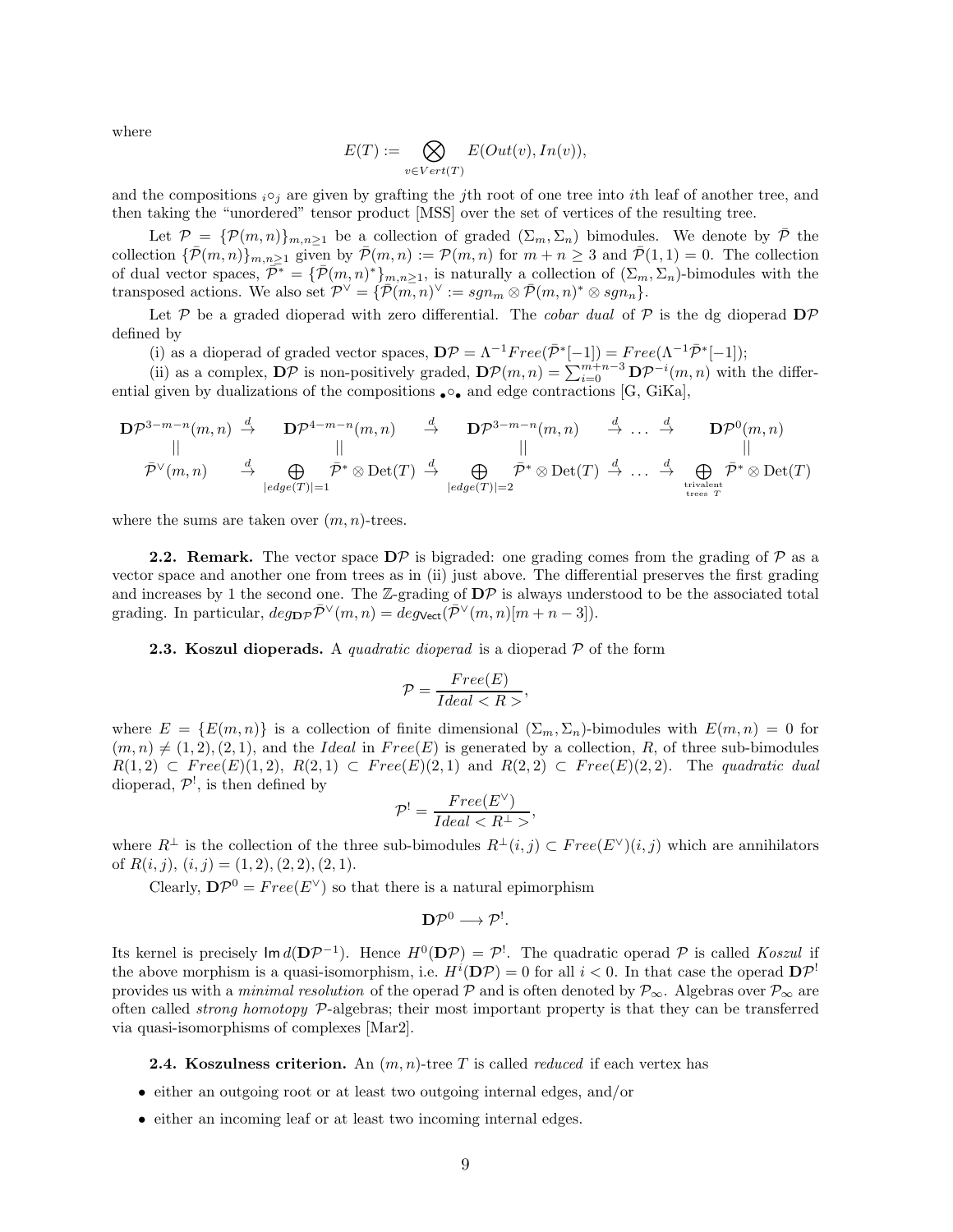where

$$E(T) := \bigotimes_{v \in Vert(T)} E(Out(v), In(v)),$$

and the compositions ${}_i\circ_j$ are given by grafting the $j$th root of one tree into $i$th leaf of another tree, and then taking the "unordered" tensor product [MSS] over the set of vertices of the resulting tree.

Let $\mathcal{P} = \{\mathcal{P}(m,n)\}_{m,n\geq 1}$ be a collection of graded $(\Sigma_m, \Sigma_n)$ bimodules. We denote by $\bar{\mathcal{P}}$ the collection $\{\bar{\mathcal{P}}(m,n)\}_{m,n\geq 1}$ given by $\bar{\mathcal{P}}(m,n) := \mathcal{P}(m,n)$ for $m+n \geq 3$ and $\bar{\mathcal{P}}(1,1) = 0$. The collection of dual vector spaces, $\bar{\mathcal{P}}^* = \{\bar{\mathcal{P}}(m,n)^*\}_{m,n\geq 1}$, is naturally a collection of $(\Sigma_m, \Sigma_n)$-bimodules with the transposed actions. We also set $\mathcal{P}^\vee = \{\bar{\mathcal{P}}(m,n)^\vee := sgn_m \otimes \bar{\mathcal{P}}(m,n)^* \otimes sgn_n\}$.

Let $\mathcal{P}$ be a graded dioperad with zero differential. The *cobar dual* of $\mathcal{P}$ is the dg dioperad $\mathbf{D}\mathcal{P}$ defined by

(i) as a dioperad of graded vector spaces, $\mathbf{D}\mathcal{P} = \Lambda^{-1} Free(\bar{\mathcal{P}}^*[-1]) = Free(\Lambda^{-1}\bar{\mathcal{P}}^*[-1])$;

(ii) as a complex, $\mathbf{D}\mathcal{P}$ is non-positively graded, $\mathbf{D}\mathcal{P}(m,n) = \sum_{i=0}^{m+n-3} \mathbf{D}\mathcal{P}^{-i}(m,n)$ with the differential given by dualizations of the compositions ${}_\bullet\circ_\bullet$ and edge contractions [G, GiKa],

$$\begin{array}{ccccccccc}
\mathbf{D}\mathcal{P}^{3-m-n}(m,n) & \stackrel{d}{\to} & \mathbf{D}\mathcal{P}^{4-m-n}(m,n) & \stackrel{d}{\to} & \mathbf{D}\mathcal{P}^{3-m-n}(m,n) & \stackrel{d}{\to} & \ldots & \stackrel{d}{\to} & \mathbf{D}\mathcal{P}^{0}(m,n) \\
|| & & || & & || & & & & || \\
\bar{\mathcal{P}}^\vee(m,n) & \stackrel{d}{\to} & \bigoplus\limits_{|edge(T)|=1} \bar{\mathcal{P}}^* \otimes \mathrm{Det}(T) & \stackrel{d}{\to} & \bigoplus\limits_{|edge(T)|=2} \bar{\mathcal{P}}^* \otimes \mathrm{Det}(T) & \stackrel{d}{\to} & \ldots & \stackrel{d}{\to} & \bigoplus\limits_{\substack{\text{trivalent} \\ \text{trees } T}} \bar{\mathcal{P}}^* \otimes \mathrm{Det}(T)
\end{array}$$

where the sums are taken over $(m,n)$-trees.

**2.2. Remark.** The vector space $\mathbf{D}\mathcal{P}$ is bigraded: one grading comes from the grading of $\mathcal{P}$ as a vector space and another one from trees as in (ii) just above. The differential preserves the first grading and increases by 1 the second one. The $\mathbb{Z}$-grading of $\mathbf{D}\mathcal{P}$ is always understood to be the associated total grading. In particular, $deg_{\mathbf{D}\mathcal{P}} \bar{\mathcal{P}}^\vee(m,n) = deg_{\mathsf{Vect}}(\bar{\mathcal{P}}^\vee(m,n)[m+n-3])$.

**2.3. Koszul dioperads.** A *quadratic dioperad* is a dioperad $\mathcal{P}$ of the form

$$\mathcal{P} = \frac{Free(E)}{Ideal < R >},$$

where $E = \{E(m,n)\}$ is a collection of finite dimensional $(\Sigma_m, \Sigma_n)$-bimodules with $E(m,n) = 0$ for $(m,n) \neq (1,2), (2,1)$, and the *Ideal* in $Free(E)$ is generated by a collection, $R$, of three sub-bimodules $R(1,2) \subset Free(E)(1,2)$, $R(2,1) \subset Free(E)(2,1)$ and $R(2,2) \subset Free(E)(2,2)$. The *quadratic dual* dioperad, $\mathcal{P}^!$, is then defined by

$$\mathcal{P}^! = \frac{Free(E^\vee)}{Ideal < R^\perp >},$$

where $R^\perp$ is the collection of the three sub-bimodules $R^\perp(i,j) \subset Free(E^\vee)(i,j)$ which are annihilators of $R(i,j)$, $(i,j) = (1,2), (2,2), (2,1)$.

Clearly, $\mathbf{D}\mathcal{P}^0 = Free(E^\vee)$ so that there is a natural epimorphism

$$\mathbf{D}\mathcal{P}^0 \longrightarrow \mathcal{P}^!.$$

Its kernel is precisely $\mathsf{Im}\, d(\mathbf{D}\mathcal{P}^{-1})$. Hence $H^0(\mathbf{D}\mathcal{P}) = \mathcal{P}^!$. The quadratic operad $\mathcal{P}$ is called *Koszul* if the above morphism is a quasi-isomorphism, i.e. $H^i(\mathbf{D}\mathcal{P}) = 0$ for all $i < 0$. In that case the operad $\mathbf{D}\mathcal{P}^!$ provides us with a *minimal resolution* of the operad $\mathcal{P}$ and is often denoted by $\mathcal{P}_\infty$. Algebras over $\mathcal{P}_\infty$ are often called *strong homotopy* $\mathcal{P}$-algebras; their most important property is that they can be transferred via quasi-isomorphisms of complexes [Mar2].

**2.4. Koszulness criterion.** An $(m,n)$-tree $T$ is called *reduced* if each vertex has

- either an outgoing root or at least two outgoing internal edges, and/or
- either an incoming leaf or at least two incoming internal edges.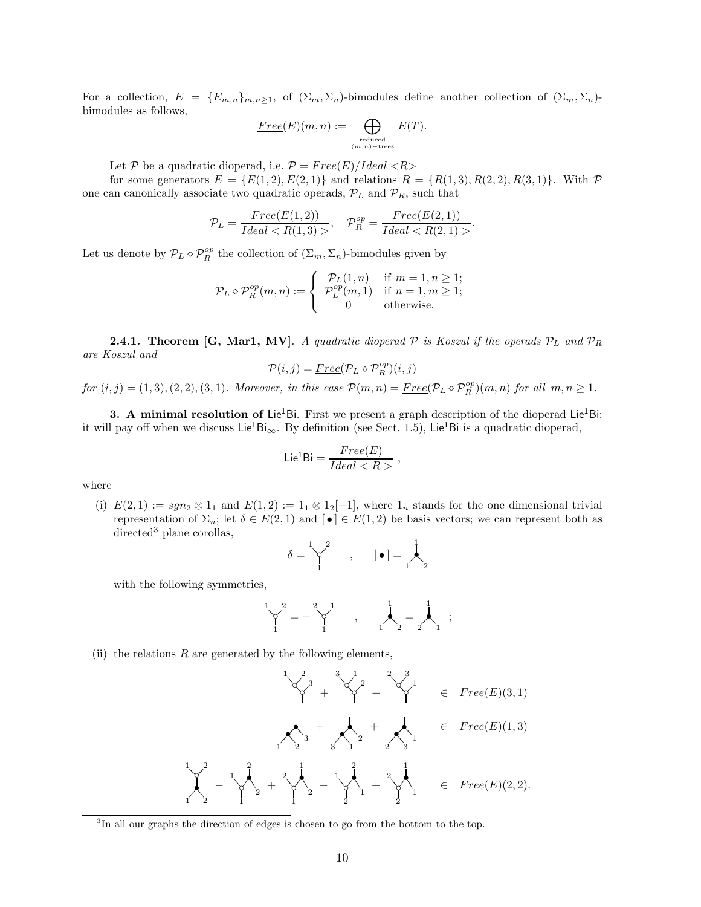For a collection, $E = \{E_{m,n}\}_{m,n\geq 1}$, of $(\Sigma_m, \Sigma_n)$-bimodules define another collection of $(\Sigma_m, \Sigma_n)$-bimodules as follows,

$$\underline{Free}(E)(m,n) := \bigoplus_{\substack{\text{reduced} \\ (m,n)-\text{trees}}} E(T).$$

Let $\mathcal{P}$ be a quadratic dioperad, i.e. $\mathcal{P} = Free(E)/Ideal <R>$ for some generators $E = \{E(1,2), E(2,1)\}$ and relations $R = \{R(1,3), R(2,2), R(3,1)\}$. With $\mathcal{P}$ one can canonically associate two quadratic operads, $\mathcal{P}_L$ and $\mathcal{P}_R$, such that

$$\mathcal{P}_L = \frac{Free(E(1,2))}{Ideal < R(1,3) >}, \quad \mathcal{P}_R^{op} = \frac{Free(E(2,1))}{Ideal < R(2,1) >}.$$

Let us denote by $\mathcal{P}_L \diamond \mathcal{P}_R^{op}$ the collection of $(\Sigma_m, \Sigma_n)$-bimodules given by

$$\mathcal{P}_L \diamond \mathcal{P}_R^{op}(m,n) := \begin{cases} \mathcal{P}_L(1,n) & \text{if } m=1, n\geq 1; \\ \mathcal{P}_L^{op}(m,1) & \text{if } n=1, m\geq 1; \\ 0 & \text{otherwise.} \end{cases}$$

**2.4.1. Theorem [G, Mar1, MV]**. *A quadratic dioperad $\mathcal{P}$ is Koszul if the operads $\mathcal{P}_L$ and $\mathcal{P}_R$ are Koszul and*

$$\mathcal{P}(i,j) = \underline{Free}(\mathcal{P}_L \diamond \mathcal{P}_R^{op})(i,j)$$

*for $(i,j) = (1,3), (2,2), (3,1)$. Moreover, in this case $\mathcal{P}(m,n) = \underline{Free}(\mathcal{P}_L \diamond \mathcal{P}_R^{op})(m,n)$ for all $m,n \geq 1$.*

**3. A minimal resolution of $\mathsf{Lie}^1\mathsf{Bi}$.** First we present a graph description of the dioperad $\mathsf{Lie}^1\mathsf{Bi}$; it will pay off when we discuss $\mathsf{Lie}^1\mathsf{Bi}_\infty$. By definition (see Sect. 1.5), $\mathsf{Lie}^1\mathsf{Bi}$ is a quadratic dioperad,

$$\mathsf{Lie}^1\mathsf{Bi} = \frac{Free(E)}{Ideal < R >},$$

where

(i) $E(2,1) := sgn_2 \otimes 1_1$ and $E(1,2) := 1_1 \otimes 1_2[-1]$, where $1_n$ stands for the one dimensional trivial representation of $\Sigma_n$; let $\delta \in E(2,1)$ and $[\bullet] \in E(1,2)$ be basis vectors; we can represent both as directed[3] plane corollas,

with the following symmetries,

(ii) the relations $R$ are generated by the following elements,

$\in \ Free(E)(3,1)$

$\in \ Free(E)(1,3)$

$\in \ Free(E)(2,2).$

[3]In all our graphs the direction of edges is chosen to go from the bottom to the top.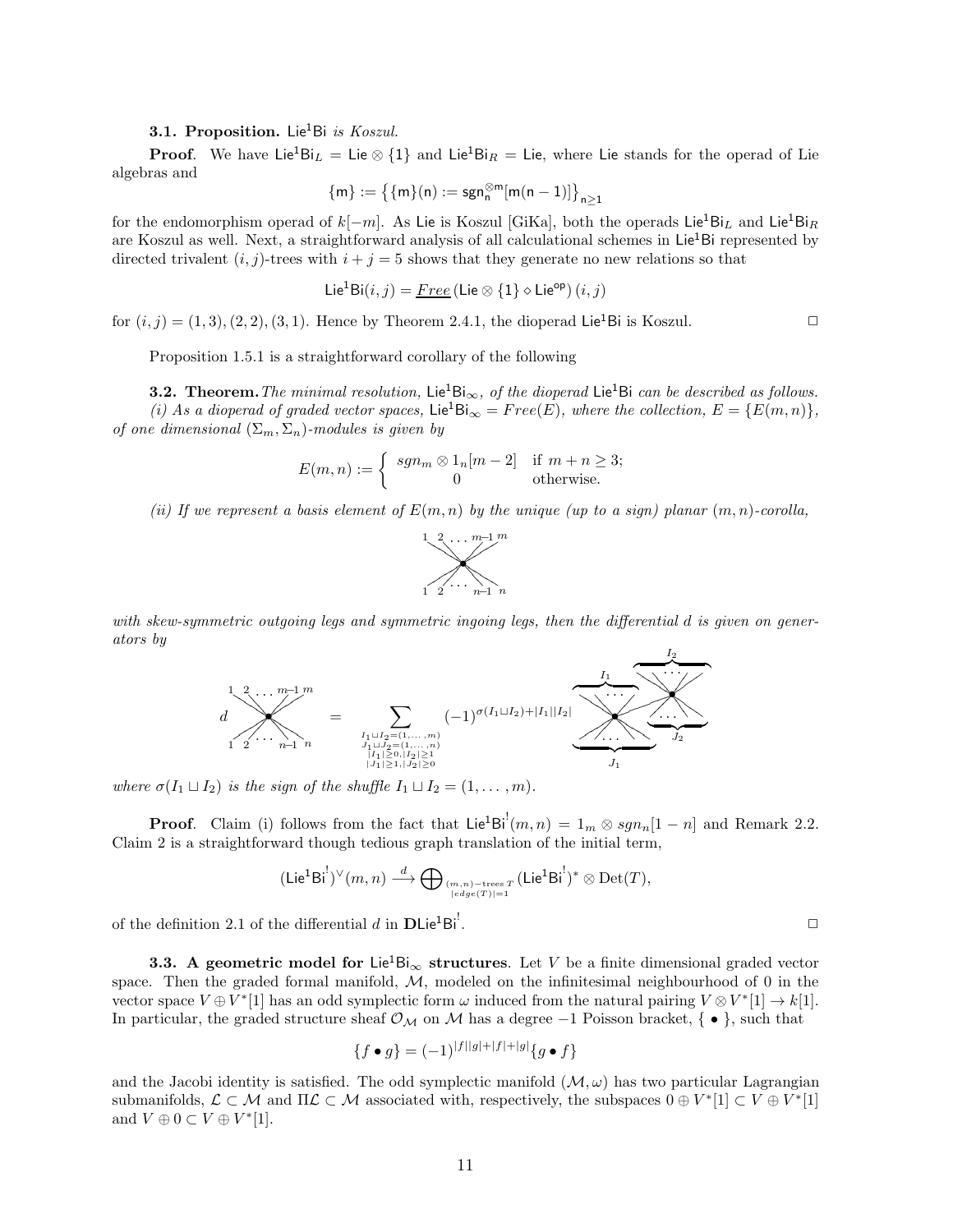**3.1. Proposition.** $\mathsf{Lie^1Bi}$ *is Koszul.*

**Proof**. We have $\mathsf{Lie^1Bi}_L = \mathsf{Lie} \otimes \{1\}$ and $\mathsf{Lie^1Bi}_R = \mathsf{Lie}$, where $\mathsf{Lie}$ stands for the operad of Lie algebras and

$$\{\mathsf{m}\} := \left\{\{\mathsf{m}\}(\mathsf{n}) := \mathsf{sgn}_\mathsf{n}^{\otimes \mathsf{m}}[\mathsf{m}(\mathsf{n}-1)]\right\}_{\mathsf{n}\geq 1}$$

for the endomorphism operad of $k[-m]$. As $\mathsf{Lie}$ is Koszul [GiKa], both the operads $\mathsf{Lie^1Bi}_L$ and $\mathsf{Lie^1Bi}_R$ are Koszul as well. Next, a straightforward analysis of all calculational schemes in $\mathsf{Lie^1Bi}$ represented by directed trivalent $(i,j)$-trees with $i+j=5$ shows that they generate no new relations so that

$$\mathsf{Lie^1Bi}(i,j) = \underline{Free}\left(\mathsf{Lie}\otimes\{1\} \diamond \mathsf{Lie^{op}}\right)(i,j)$$

for $(i,j) = (1,3), (2,2), (3,1)$. Hence by Theorem 2.4.1, the dioperad $\mathsf{Lie^1Bi}$ is Koszul. $\square$

Proposition 1.5.1 is a straightforward corollary of the following

**3.2. Theorem.** *The minimal resolution, $\mathsf{Lie^1Bi}_\infty$, of the dioperad $\mathsf{Lie^1Bi}$ can be described as follows.*
*(i) As a dioperad of graded vector spaces, $\mathsf{Lie^1Bi}_\infty = Free(E)$, where the collection, $E = \{E(m,n)\}$, of one dimensional $(\Sigma_m, \Sigma_n)$-modules is given by*

$$E(m,n) := \begin{cases} sgn_m \otimes 1_n[m-2] & \text{if } m+n \geq 3; \\ 0 & \text{otherwise.}\end{cases}$$

*(ii) If we represent a basis element of $E(m,n)$ by the unique (up to a sign) planar $(m,n)$-corolla,*

$$\begin{array}{c} 1\ \ 2\ \ldots\ m\!-\!1\ m \\ \times \\ 1\ \ 2\ \ldots\ n\!-\!1\ n \end{array}$$

*with skew-symmetric outgoing legs and symmetric ingoing legs, then the differential $d$ is given on generators by*

$$d \begin{array}{c} 1\ \ 2\ \ldots\ m\!-\!1\ m \\ \times \\ 1\ \ 2\ \ldots\ n\!-\!1\ n \end{array} = \sum_{\substack{I_1\sqcup I_2=(1,\ldots,m)\\ J_1\sqcup J_2=(1,\ldots,n)\\ |I_1|\geq 0, |I_2|\geq 1\\ |J_1|\geq 1, |J_2|\geq 0}} (-1)^{\sigma(I_1\sqcup I_2)+|I_1||I_2|} \quad \begin{array}{c} \overbrace{\ \ldots\ }^{I_1} \times \overbrace{\ \ldots\ }^{I_2} \\ \underbrace{\ \ldots\ }_{J_1} \quad \underbrace{\ \ldots\ }_{J_2}\end{array}$$

*where $\sigma(I_1 \sqcup I_2)$ is the sign of the shuffle $I_1 \sqcup I_2 = (1,\ldots,m)$.*

**Proof**. Claim (i) follows from the fact that $\mathsf{Lie^1Bi}^!(m,n) = 1_m \otimes sgn_n[1-n]$ and Remark 2.2. Claim 2 is a straightforward though tedious graph translation of the initial term,

$$(\mathsf{Lie^1Bi}^!)^\vee(m,n) \stackrel{d}{\longrightarrow} \bigoplus_{\substack{(m,n)-\text{trees } T\\ |edge(T)|=1}} (\mathsf{Lie^1Bi}^!)^* \otimes \mathrm{Det}(T),$$

of the definition 2.1 of the differential $d$ in $\mathbf{D}\mathsf{Lie^1Bi}^!$. $\square$

**3.3. A geometric model for $\mathsf{Lie^1Bi}_\infty$ structures**. Let $V$ be a finite dimensional graded vector space. Then the graded formal manifold, $\mathcal{M}$, modeled on the infinitesimal neighbourhood of 0 in the vector space $V \oplus V^*[1]$ has an odd symplectic form $\omega$ induced from the natural pairing $V \otimes V^*[1] \to k[1]$. In particular, the graded structure sheaf $\mathcal{O}_\mathcal{M}$ on $\mathcal{M}$ has a degree $-1$ Poisson bracket, $\{\ \bullet\ \}$, such that

$$\{f \bullet g\} = (-1)^{|f||g|+|f|+|g|}\{g \bullet f\}$$

and the Jacobi identity is satisfied. The odd symplectic manifold $(\mathcal{M}, \omega)$ has two particular Lagrangian submanifolds, $\mathcal{L} \subset \mathcal{M}$ and $\Pi\mathcal{L} \subset \mathcal{M}$ associated with, respectively, the subspaces $0 \oplus V^*[1] \subset V \oplus V^*[1]$ and $V \oplus 0 \subset V \oplus V^*[1]$.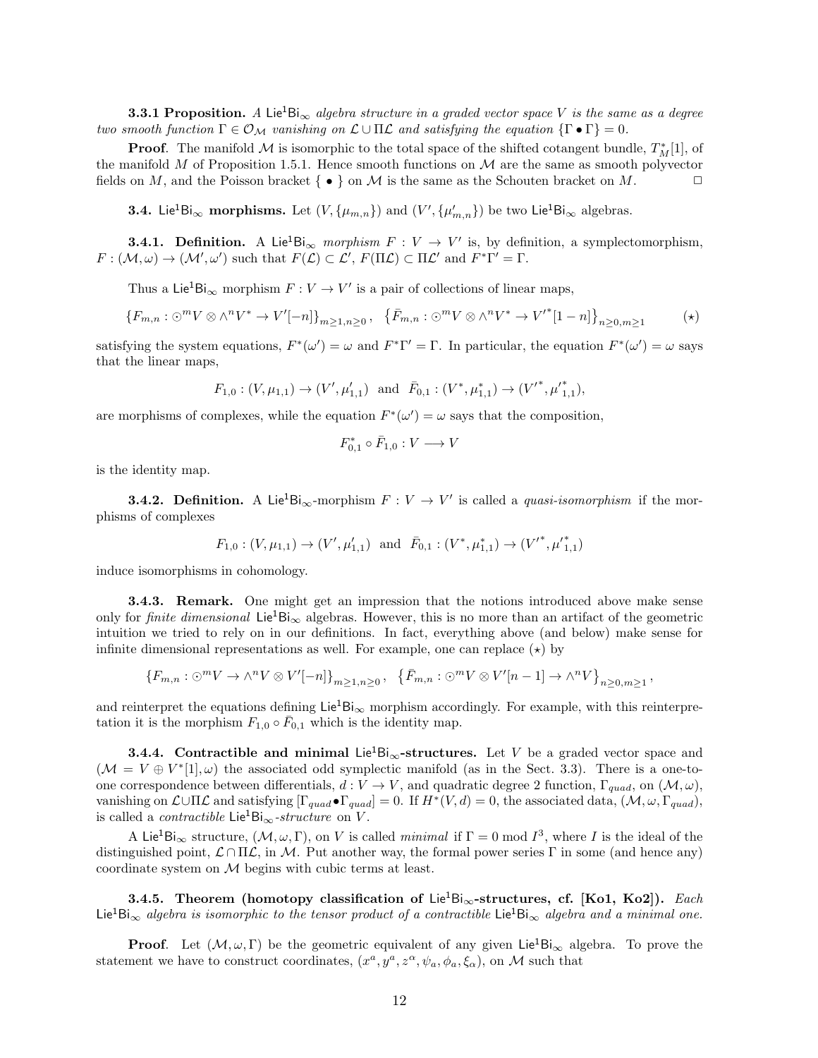**3.3.1 Proposition.** *A* $\mathsf{Lie}^1\mathsf{Bi}_\infty$ *algebra structure in a graded vector space* $V$ *is the same as a degree two smooth function* $\Gamma \in \mathcal{O}_\mathcal{M}$ *vanishing on* $\mathcal{L}\cup\Pi\mathcal{L}$ *and satisfying the equation* $\{\Gamma \bullet \Gamma\} = 0$.

**Proof**. The manifold $\mathcal{M}$ is isomorphic to the total space of the shifted cotangent bundle, $T^*_M[1]$, of the manifold $M$ of Proposition 1.5.1. Hence smooth functions on $\mathcal{M}$ are the same as smooth polyvector fields on $M$, and the Poisson bracket $\{\ \bullet\ \}$ on $\mathcal{M}$ is the same as the Schouten bracket on $M$. □

**3.4.** $\mathsf{Lie}^1\mathsf{Bi}_\infty$ **morphisms.** Let $(V, \{\mu_{m,n}\})$ and $(V', \{\mu'_{m,n}\})$ be two $\mathsf{Lie}^1\mathsf{Bi}_\infty$ algebras.

**3.4.1. Definition.** A $\mathsf{Lie}^1\mathsf{Bi}_\infty$ *morphism* $F : V \to V'$ is, by definition, a symplectomorphism, $F : (\mathcal{M}, \omega) \to (\mathcal{M}', \omega')$ such that $F(\mathcal{L}) \subset \mathcal{L}'$, $F(\Pi\mathcal{L}) \subset \Pi\mathcal{L}'$ and $F^*\Gamma' = \Gamma$.

Thus a $\mathsf{Lie}^1\mathsf{Bi}_\infty$ morphism $F : V \to V'$ is a pair of collections of linear maps,

$$\{F_{m,n} : \odot^m V \otimes \wedge^n V^* \to V'[-n]\}_{m\geq 1, n\geq 0}\,, \quad \left\{\bar{F}_{m,n} : \odot^m V \otimes \wedge^n V^* \to {V'}^*[1-n]\right\}_{n\geq 0, m\geq 1} \qquad (\star)$$

satisfying the system equations, $F^*(\omega') = \omega$ and $F^*\Gamma' = \Gamma$. In particular, the equation $F^*(\omega') = \omega$ says that the linear maps,

$$F_{1,0} : (V, \mu_{1,1}) \to (V', \mu'_{1,1}) \ \text{ and } \ \bar{F}_{0,1} : (V^*, \mu^*_{1,1}) \to ({V'}^*, {\mu'}^*_{1,1}),$$

are morphisms of complexes, while the equation $F^*(\omega') = \omega$ says that the composition,

$$F^*_{0,1} \circ \bar{F}_{1,0} : V \longrightarrow V$$

is the identity map.

**3.4.2. Definition.** A $\mathsf{Lie}^1\mathsf{Bi}_\infty$-morphism $F : V \to V'$ is called a *quasi-isomorphism* if the morphisms of complexes

$$F_{1,0} : (V, \mu_{1,1}) \to (V', \mu'_{1,1}) \ \text{ and } \ \bar{F}_{0,1} : (V^*, \mu^*_{1,1}) \to ({V'}^*, {\mu'}^*_{1,1})$$

induce isomorphisms in cohomology.

**3.4.3. Remark.** One might get an impression that the notions introduced above make sense only for *finite dimensional* $\mathsf{Lie}^1\mathsf{Bi}_\infty$ algebras. However, this is no more than an artifact of the geometric intuition we tried to rely on in our definitions. In fact, everything above (and below) make sense for infinite dimensional representations as well. For example, one can replace $(\star)$ by

$$\{F_{m,n} : \odot^m V \to \wedge^n V \otimes V'[-n]\}_{m\geq 1, n\geq 0}\,, \quad \left\{\bar{F}_{m,n} : \odot^m V \otimes V'[n-1] \to \wedge^n V\right\}_{n\geq 0, m\geq 1}\,,$$

and reinterpret the equations defining $\mathsf{Lie}^1\mathsf{Bi}_\infty$ morphism accordingly. For example, with this reinterpretation it is the morphism $F_{1,0} \circ \bar{F}_{0,1}$ which is the identity map.

**3.4.4. Contractible and minimal** $\mathsf{Lie}^1\mathsf{Bi}_\infty$**-structures.** Let $V$ be a graded vector space and $(\mathcal{M} = V \oplus V^*[1], \omega)$ the associated odd symplectic manifold (as in the Sect. 3.3). There is a one-to-one correspondence between differentials, $d : V \to V$, and quadratic degree 2 function, $\Gamma_{quad}$, on $(\mathcal{M}, \omega)$, vanishing on $\mathcal{L}\cup\Pi\mathcal{L}$ and satisfying $[\Gamma_{quad} \bullet \Gamma_{quad}] = 0$. If $H^*(V, d) = 0$, the associated data, $(\mathcal{M}, \omega, \Gamma_{quad})$, is called a *contractible* $\mathsf{Lie}^1\mathsf{Bi}_\infty$*-structure* on $V$.

A $\mathsf{Lie}^1\mathsf{Bi}_\infty$ structure, $(\mathcal{M}, \omega, \Gamma)$, on $V$ is called *minimal* if $\Gamma = 0 \bmod I^3$, where $I$ is the ideal of the distinguished point, $\mathcal{L}\cap\Pi\mathcal{L}$, in $\mathcal{M}$. Put another way, the formal power series $\Gamma$ in some (and hence any) coordinate system on $\mathcal{M}$ begins with cubic terms at least.

**3.4.5. Theorem (homotopy classification of** $\mathsf{Lie}^1\mathsf{Bi}_\infty$**-structures, cf. [Ko1, Ko2]).** *Each* $\mathsf{Lie}^1\mathsf{Bi}_\infty$ *algebra is isomorphic to the tensor product of a contractible* $\mathsf{Lie}^1\mathsf{Bi}_\infty$ *algebra and a minimal one.*

**Proof**. Let $(\mathcal{M}, \omega, \Gamma)$ be the geometric equivalent of any given $\mathsf{Lie}^1\mathsf{Bi}_\infty$ algebra. To prove the statement we have to construct coordinates, $(x^a, y^a, z^\alpha, \psi_a, \phi_a, \xi_\alpha)$, on $\mathcal{M}$ such that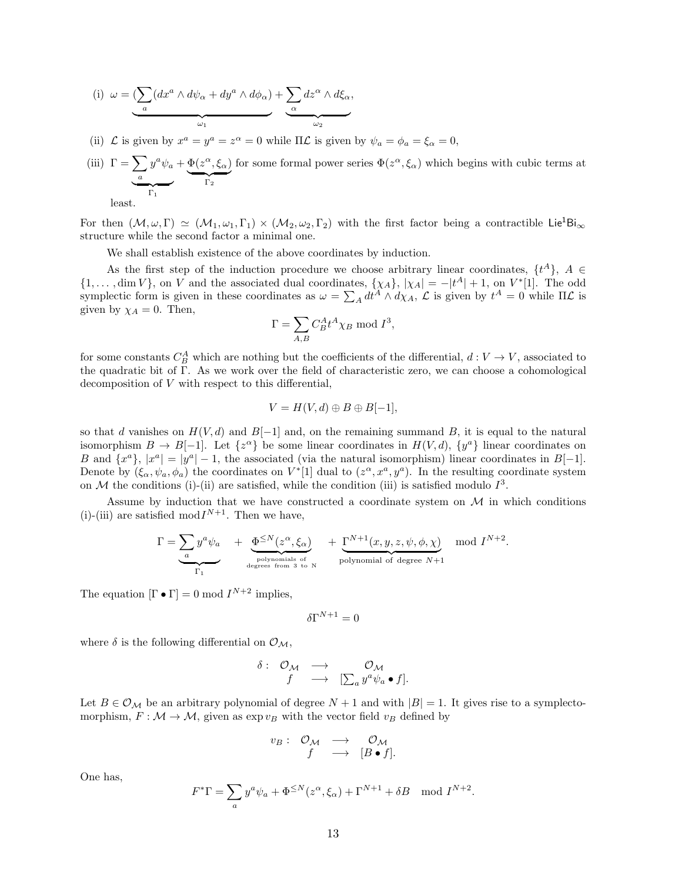(i) $\omega = \underbrace{(\sum_a (dx^a \wedge d\psi_\alpha + dy^a \wedge d\phi_\alpha)}_{\omega_1} + \underbrace{\sum_\alpha dz^\alpha \wedge d\xi_\alpha}_{\omega_2},$

(ii) $\mathcal{L}$ is given by $x^a = y^a = z^\alpha = 0$ while $\Pi\mathcal{L}$ is given by $\psi_a = \phi_a = \xi_\alpha = 0$,

(iii) $\Gamma = \underbrace{\sum_a y^a \psi_a}_{\Gamma_1} + \underbrace{\Phi(z^\alpha, \xi_\alpha)}_{\Gamma_2}$ for some formal power series $\Phi(z^\alpha, \xi_\alpha)$ which begins with cubic terms at least.

For then $(\mathcal{M}, \omega, \Gamma) \simeq (\mathcal{M}_1, \omega_1, \Gamma_1) \times (\mathcal{M}_2, \omega_2, \Gamma_2)$ with the first factor being a contractible $\mathsf{Lie}^1\mathsf{Bi}_\infty$ structure while the second factor a minimal one.

We shall establish existence of the above coordinates by induction.

As the first step of the induction procedure we choose arbitrary linear coordinates, $\{t^A\}$, $A \in \{1, \ldots, \dim V\}$, on $V$ and the associated dual coordinates, $\{\chi_A\}$, $|\chi_A| = -|t^A| + 1$, on $V^*[1]$. The odd symplectic form is given in these coordinates as $\omega = \sum_A dt^A \wedge d\chi_A$, $\mathcal{L}$ is given by $t^A = 0$ while $\Pi\mathcal{L}$ is given by $\chi_A = 0$. Then,

$$\Gamma = \sum_{A,B} C^A_B t^A \chi_B \bmod I^3,$$

for some constants $C^A_B$ which are nothing but the coefficients of the differential, $d : V \to V$, associated to the quadratic bit of $\Gamma$. As we work over the field of characteristic zero, we can choose a cohomological decomposition of $V$ with respect to this differential,

$$V = H(V, d) \oplus B \oplus B[-1],$$

so that $d$ vanishes on $H(V, d)$ and $B[-1]$ and, on the remaining summand $B$, it is equal to the natural isomorphism $B \to B[-1]$. Let $\{z^\alpha\}$ be some linear coordinates in $H(V, d)$, $\{y^a\}$ linear coordinates on $B$ and $\{x^a\}$, $|x^a| = |y^a| - 1$, the associated (via the natural isomorphism) linear coordinates in $B[-1]$. Denote by $(\xi_\alpha, \psi_a, \phi_a)$ the coordinates on $V^*[1]$ dual to $(z^\alpha, x^a, y^a)$. In the resulting coordinate system on $\mathcal{M}$ the conditions (i)-(ii) are satisfied, while the condition (iii) is satisfied modulo $I^3$.

Assume by induction that we have constructed a coordinate system on $\mathcal{M}$ in which conditions (i)-(iii) are satisfied $\bmod I^{N+1}$. Then we have,

$$\Gamma = \underbrace{\sum_a y^a \psi_a}_{\Gamma_1} \quad + \underbrace{\Phi^{\leq N}(z^\alpha, \xi_\alpha)}_{\substack{\text{polynomials of} \\ \text{degrees from 3 to N}}} \quad + \underbrace{\Gamma^{N+1}(x, y, z, \psi, \phi, \chi)}_{\text{polynomial of degree } N+1} \mod I^{N+2}.$$

The equation $[\Gamma \bullet \Gamma] = 0 \bmod I^{N+2}$ implies,

$$\delta \Gamma^{N+1} = 0$$

where $\delta$ is the following differential on $\mathcal{O}_\mathcal{M}$,

$$\begin{array}{rccc} \delta : & \mathcal{O}_\mathcal{M} & \longrightarrow & \mathcal{O}_\mathcal{M} \\ & f & \longrightarrow & [\sum_a y^a \psi_a \bullet f]. \end{array}$$

Let $B \in \mathcal{O}_\mathcal{M}$ be an arbitrary polynomial of degree $N+1$ and with $|B| = 1$. It gives rise to a symplectomorphism, $F : \mathcal{M} \to \mathcal{M}$, given as $\exp v_B$ with the vector field $v_B$ defined by

$$\begin{array}{rccc} v_B : & \mathcal{O}_\mathcal{M} & \longrightarrow & \mathcal{O}_\mathcal{M} \\ & f & \longrightarrow & [B \bullet f]. \end{array}$$

One has,

$$F^*\Gamma = \sum_a y^a \psi_a + \Phi^{\leq N}(z^\alpha, \xi_\alpha) + \Gamma^{N+1} + \delta B \mod I^{N+2}.$$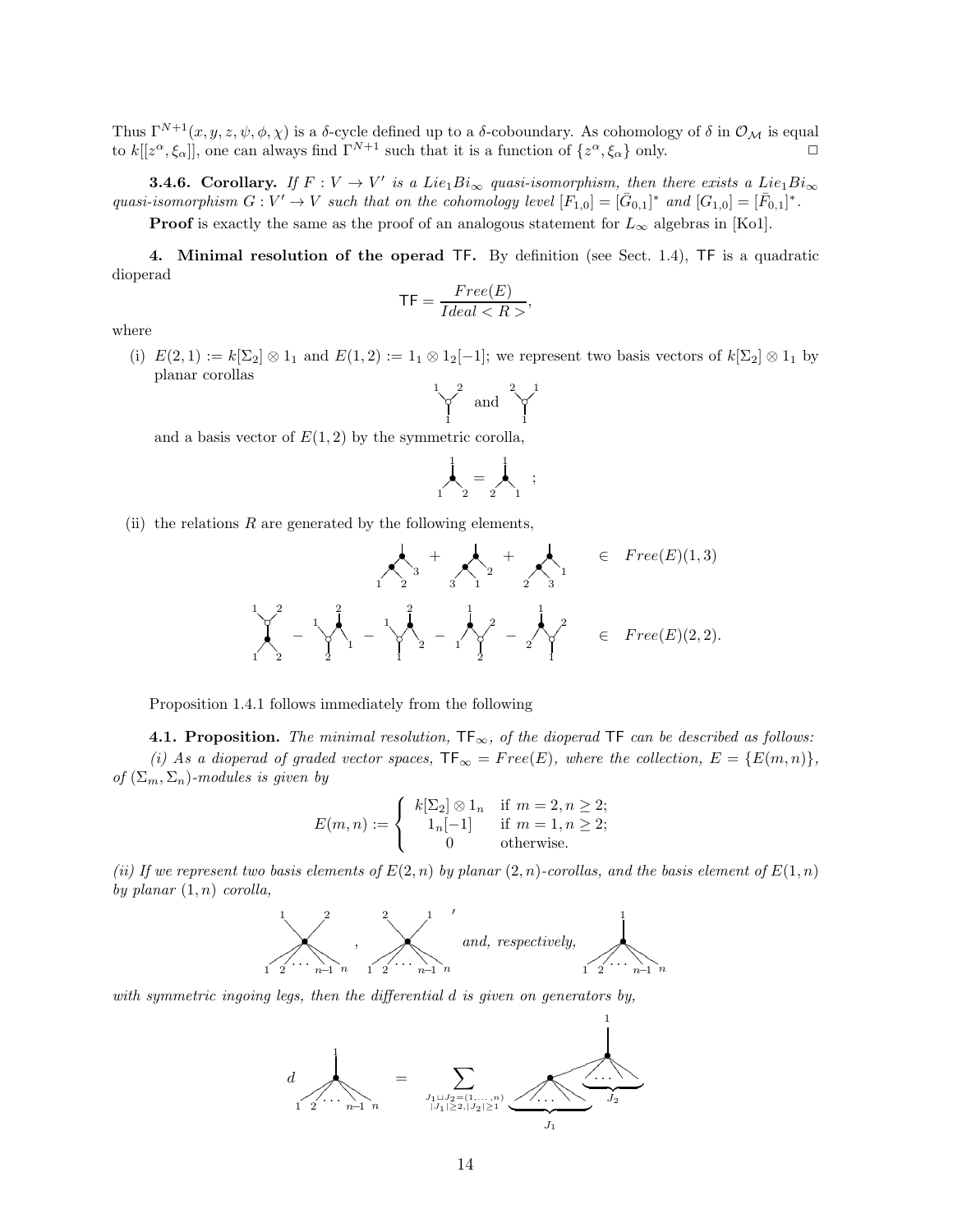Thus $\Gamma^{N+1}(x, y, z, \psi, \phi, \chi)$ is a $\delta$-cycle defined up to a $\delta$-coboundary. As cohomology of $\delta$ in $\mathcal{O}_{\mathcal{M}}$ is equal to $k[[z^\alpha, \xi_\alpha]]$, one can always find $\Gamma^{N+1}$ such that it is a function of $\{z^\alpha, \xi_\alpha\}$ only. $\square$

**3.4.6. Corollary.** *If $F : V \to V'$ is a $Lie_1Bi_\infty$ quasi-isomorphism, then there exists a $Lie_1Bi_\infty$ quasi-isomorphism $G : V' \to V$ such that on the cohomology level $[F_{1,0}] = [\bar{G}_{0,1}]^*$ and $[G_{1,0}] = [\bar{F}_{0,1}]^*$.*

**Proof** is exactly the same as the proof of an analogous statement for $L_\infty$ algebras in [Ko1].

**4. Minimal resolution of the operad TF.** By definition (see Sect. 1.4), TF is a quadratic dioperad

$$\mathsf{TF} = \frac{Free(E)}{Ideal < R >},$$

where

(i) $E(2,1) := k[\Sigma_2] \otimes 1_1$ and $E(1,2) := 1_1 \otimes 1_2[-1]$; we represent two basis vectors of $k[\Sigma_2] \otimes 1_1$ by planar corollas [figure] and [figure] and a basis vector of $E(1,2)$ by the symmetric corolla, [figure] = [figure] ;

(ii) the relations $R$ are generated by the following elements,

[figure] + [figure] + [figure] $\in Free(E)(1,3)$

[figure] − [figure] − [figure] − [figure] − [figure] $\in Free(E)(2,2)$.

Proposition 1.4.1 follows immediately from the following

**4.1. Proposition.** *The minimal resolution, $\mathsf{TF}_\infty$, of the dioperad TF can be described as follows:*

*(i) As a dioperad of graded vector spaces, $\mathsf{TF}_\infty = Free(E)$, where the collection, $E = \{E(m,n)\}$, of $(\Sigma_m, \Sigma_n)$-modules is given by*

$$E(m,n) := \begin{cases} k[\Sigma_2] \otimes 1_n & \text{if } m = 2, n \geq 2; \\ 1_n[-1] & \text{if } m = 1, n \geq 2; \\ 0 & \text{otherwise.} \end{cases}$$

*(ii) If we represent two basis elements of $E(2,n)$ by planar $(2,n)$-corollas, and the basis element of $E(1,n)$ by planar $(1,n)$ corolla,*

[figure] , [figure] *and, respectively,* [figure]

*with symmetric ingoing legs, then the differential $d$ is given on generators by,*

$$d \text{ [figure]} = \sum_{\substack{J_1 \sqcup J_2 = (1,\ldots,n) \\ |J_1| \geq 2, |J_2| \geq 1}} \text{[figure]}$$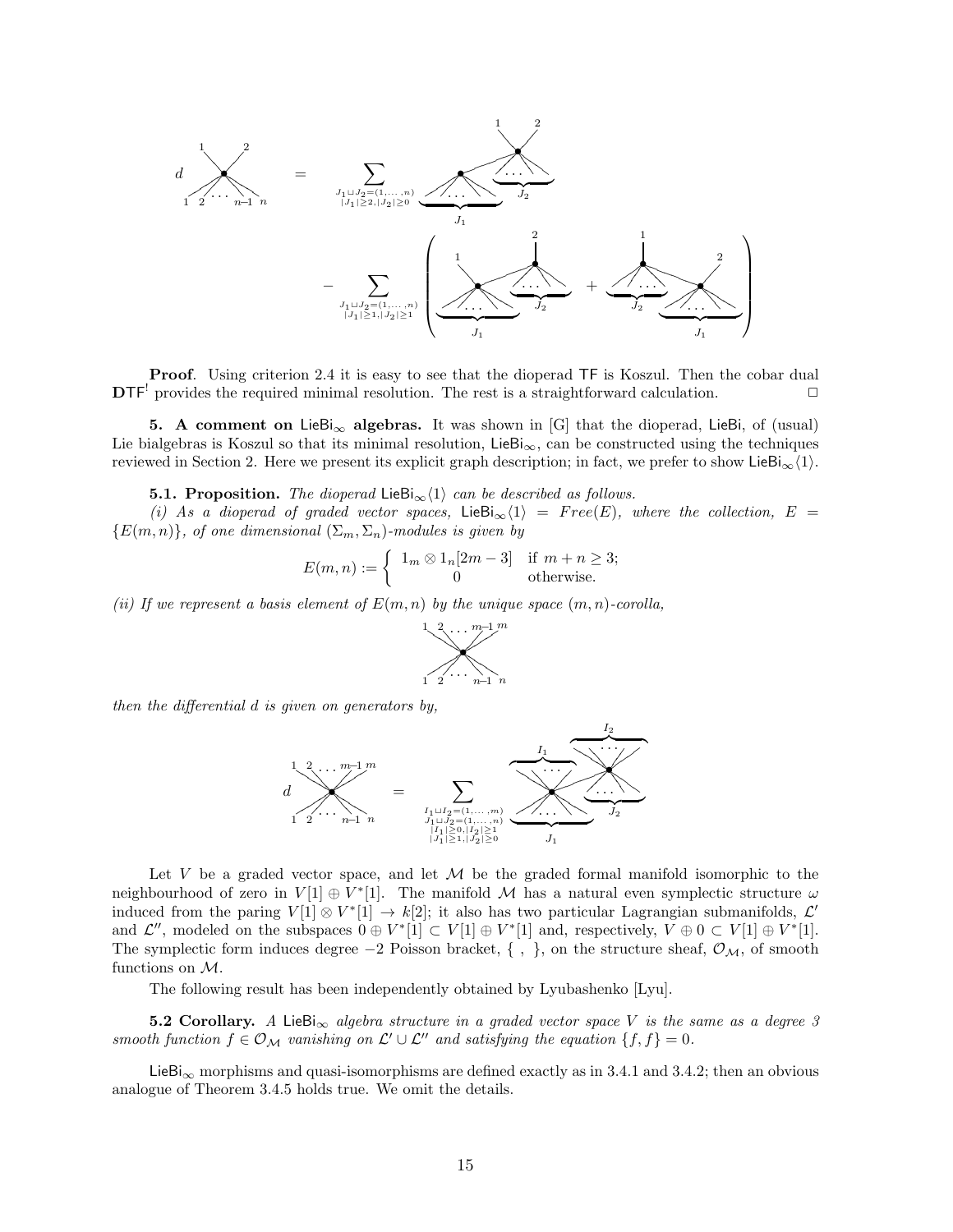$$
d \;\text{(corolla with outputs } 1,2 \text{ and inputs } 1,2,\ldots,n-1,n) = \sum_{\substack{J_1 \sqcup J_2 = (1,\ldots,n)\\ |J_1|\geq 2, |J_2|\geq 0}} (\text{graph with } J_1, J_2) - \sum_{\substack{J_1 \sqcup J_2 = (1,\ldots,n)\\ |J_1|\geq 1, |J_2|\geq 1}} \left( (\text{graph with outputs } 1,2;\ J_1, J_2) + (\text{graph with outputs } 1,2;\ J_2, J_1) \right)
$$

**Proof**. Using criterion 2.4 it is easy to see that the dioperad $\mathsf{TF}$ is Koszul. Then the cobar dual $\mathbf{D}\mathsf{TF}^!$ provides the required minimal resolution. The rest is a straightforward calculation. $\Box$

**5. A comment on $\mathsf{LieBi}_\infty$ algebras.** It was shown in [G] that the dioperad, $\mathsf{LieBi}$, of (usual) Lie bialgebras is Koszul so that its minimal resolution, $\mathsf{LieBi}_\infty$, can be constructed using the techniques reviewed in Section 2. Here we present its explicit graph description; in fact, we prefer to show $\mathsf{LieBi}_\infty\langle 1\rangle$.

**5.1. Proposition.** *The dioperad $\mathsf{LieBi}_\infty\langle 1\rangle$ can be described as follows.*

*(i) As a dioperad of graded vector spaces, $\mathsf{LieBi}_\infty\langle 1\rangle = Free(E)$, where the collection, $E = \{E(m,n)\}$, of one dimensional $(\Sigma_m, \Sigma_n)$-modules is given by*

$$
E(m,n) := \begin{cases} 1_m \otimes 1_n[2m-3] & \text{if } m+n \geq 3; \\ 0 & \text{otherwise.} \end{cases}
$$

*(ii) If we represent a basis element of $E(m,n)$ by the unique space $(m,n)$-corolla,*

(corolla with outputs $1, 2, \ldots, m-1, m$ and inputs $1, 2, \ldots, n-1, n$)

*then the differential $d$ is given on generators by,*

$$
d \;\text{(corolla with outputs } 1,2,\ldots,m-1,m \text{ and inputs } 1,2,\ldots,n-1,n) = \sum_{\substack{I_1 \sqcup I_2 = (1,\ldots,m)\\ J_1 \sqcup J_2 = (1,\ldots,n)\\ |I_1|\geq 0, |I_2|\geq 1\\ |J_1|\geq 1, |J_2|\geq 0}} (\text{graph with } I_1, I_2, J_1, J_2)
$$

Let $V$ be a graded vector space, and let $\mathcal{M}$ be the graded formal manifold isomorphic to the neighbourhood of zero in $V[1] \oplus V^*[1]$. The manifold $\mathcal{M}$ has a natural even symplectic structure $\omega$ induced from the paring $V[1] \otimes V^*[1] \to k[2]$; it also has two particular Lagrangian submanifolds, $\mathcal{L}'$ and $\mathcal{L}''$, modeled on the subspaces $0 \oplus V^*[1] \subset V[1] \oplus V^*[1]$ and, respectively, $V \oplus 0 \subset V[1] \oplus V^*[1]$. The symplectic form induces degree $-2$ Poisson bracket, $\{\ ,\ \}$, on the structure sheaf, $\mathcal{O}_\mathcal{M}$, of smooth functions on $\mathcal{M}$.

The following result has been independently obtained by Lyubashenko [Lyu].

**5.2 Corollary.** *A $\mathsf{LieBi}_\infty$ algebra structure in a graded vector space $V$ is the same as a degree 3 smooth function $f \in \mathcal{O}_\mathcal{M}$ vanishing on $\mathcal{L}' \cup \mathcal{L}''$ and satisfying the equation $\{f, f\} = 0$.*

$\mathsf{LieBi}_\infty$ morphisms and quasi-isomorphisms are defined exactly as in 3.4.1 and 3.4.2; then an obvious analogue of Theorem 3.4.5 holds true. We omit the details.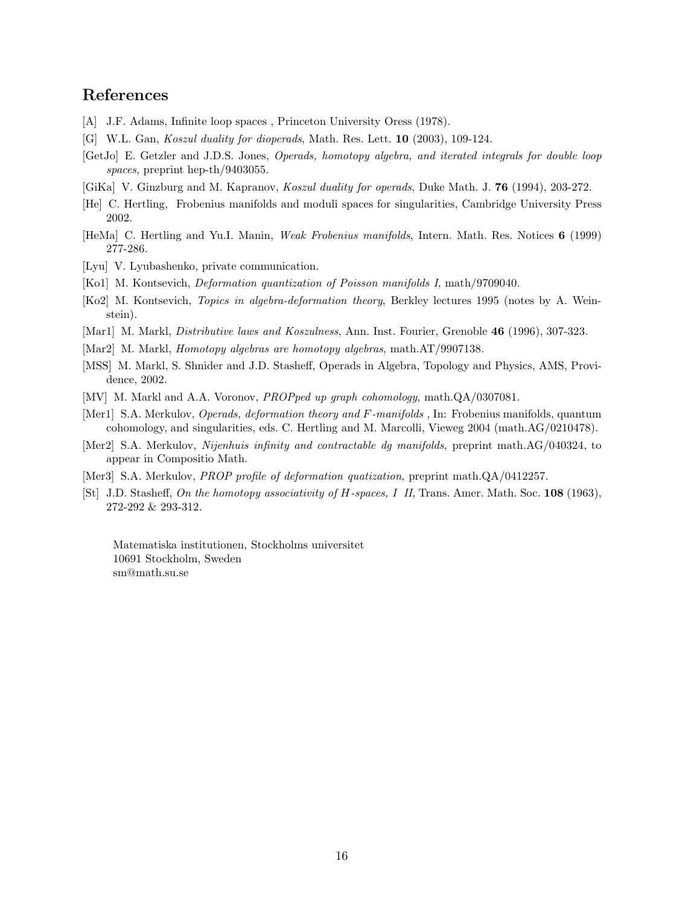## References

[A] J.F. Adams, Infinite loop spaces , Princeton University Oress (1978).

[G] W.L. Gan, *Koszul duality for dioperads*, Math. Res. Lett. **10** (2003), 109-124.

[GetJo] E. Getzler and J.D.S. Jones, *Operads, homotopy algebra, and iterated integrals for double loop spaces*, preprint hep-th/9403055.

[GiKa] V. Ginzburg and M. Kapranov, *Koszul duality for operads*, Duke Math. J. **76** (1994), 203-272.

[He] C. Hertling, Frobenius manifolds and moduli spaces for singularities, Cambridge University Press 2002.

[HeMa] C. Hertling and Yu.I. Manin, *Weak Frobenius manifolds*, Intern. Math. Res. Notices **6** (1999) 277-286.

[Lyu] V. Lyubashenko, private communication.

[Ko1] M. Kontsevich, *Deformation quantization of Poisson manifolds I*, math/9709040.

[Ko2] M. Kontsevich, *Topics in algebra-deformation theory*, Berkley lectures 1995 (notes by A. Weinstein).

[Mar1] M. Markl, *Distributive laws and Koszulness*, Ann. Inst. Fourier, Grenoble **46** (1996), 307-323.

[Mar2] M. Markl, *Homotopy algebras are homotopy algebras*, math.AT/9907138.

[MSS] M. Markl, S. Shnider and J.D. Stasheff, Operads in Algebra, Topology and Physics, AMS, Providence, 2002.

[MV] M. Markl and A.A. Voronov, *PROPped up graph cohomology*, math.QA/0307081.

[Mer1] S.A. Merkulov, *Operads, deformation theory and $F$-manifolds* , In: Frobenius manifolds, quantum cohomology, and singularities, eds. C. Hertling and M. Marcolli, Vieweg 2004 (math.AG/0210478).

[Mer2] S.A. Merkulov, *Nijenhuis infinity and contractable dg manifolds*, preprint math.AG/040324, to appear in Compositio Math.

[Mer3] S.A. Merkulov, *PROP profile of deformation quatization*, preprint math.QA/0412257.

[St] J.D. Stasheff, *On the homotopy associativity of $H$-spaces, I II*, Trans. Amer. Math. Soc. **108** (1963), 272-292 & 293-312.

Matematiska institutionen, Stockholms universitet
10691 Stockholm, Sweden
sm@math.su.se